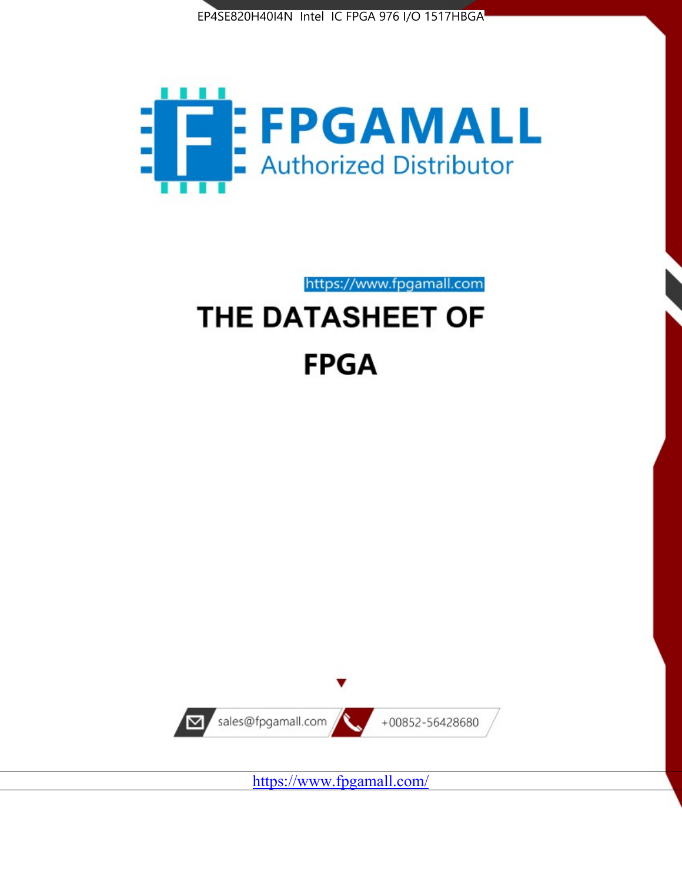EP4SE820H40I4N Intel IC FPGA 976 I/O 1517HBGA

FPGAMALL

Authorized Distributor

https://www.fpgamall.com

# THE DATASHEET OF

# FPGA

sales@fpgamall.com

+00852-56428680

https://www.fpgamall.com/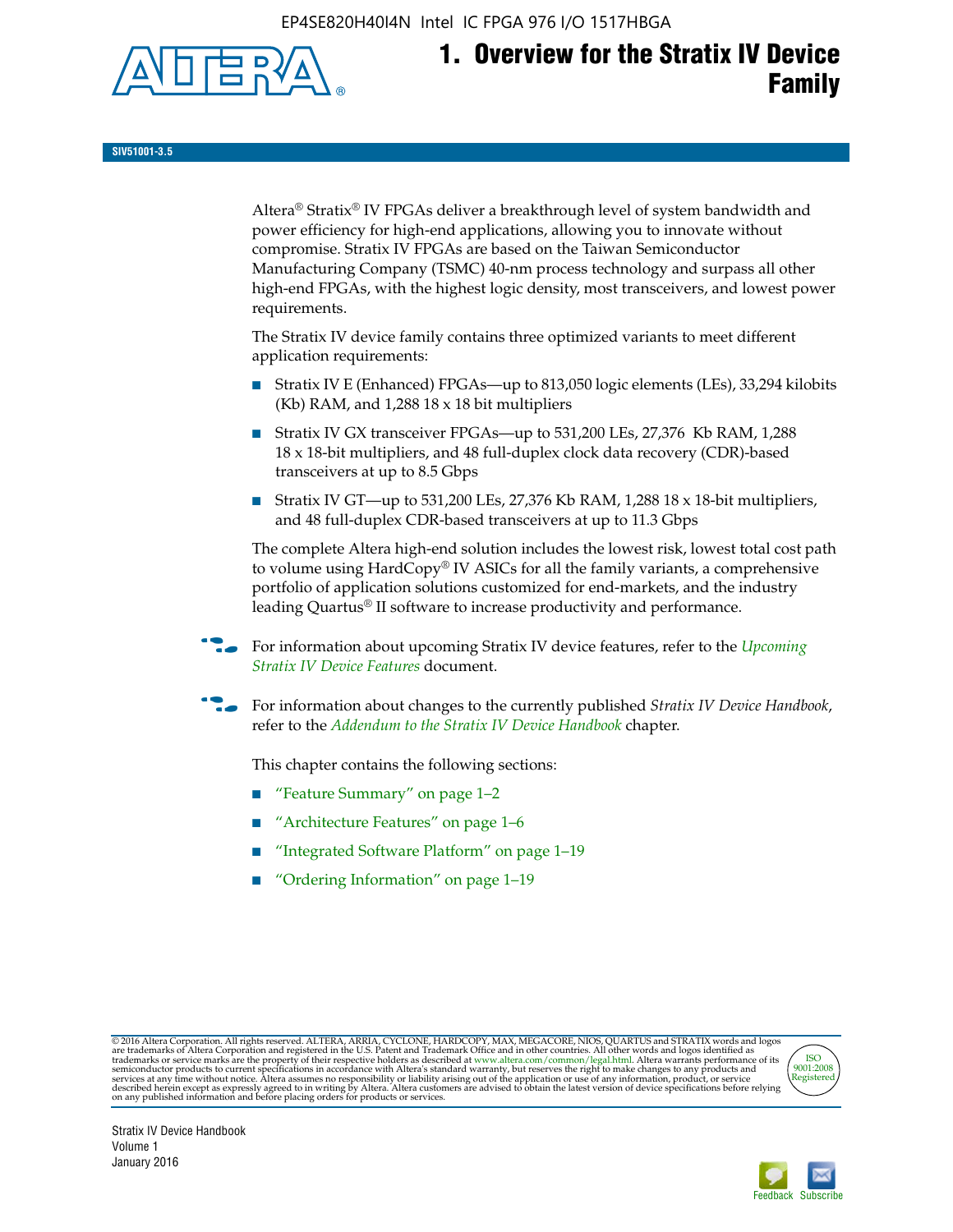# 1. Overview for the Stratix IV Device Family

**SIV51001-3.5**

Altera® Stratix® IV FPGAs deliver a breakthrough level of system bandwidth and power efficiency for high-end applications, allowing you to innovate without compromise. Stratix IV FPGAs are based on the Taiwan Semiconductor Manufacturing Company (TSMC) 40-nm process technology and surpass all other high-end FPGAs, with the highest logic density, most transceivers, and lowest power requirements.

The Stratix IV device family contains three optimized variants to meet different application requirements:

- Stratix IV E (Enhanced) FPGAs—up to 813,050 logic elements (LEs), 33,294 kilobits (Kb) RAM, and 1,288 18 x 18 bit multipliers
- Stratix IV GX transceiver FPGAs—up to 531,200 LEs, 27,376 Kb RAM, 1,288 18 x 18-bit multipliers, and 48 full-duplex clock data recovery (CDR)-based transceivers at up to 8.5 Gbps
- Stratix IV GT—up to 531,200 LEs, 27,376 Kb RAM, 1,288 18 x 18-bit multipliers, and 48 full-duplex CDR-based transceivers at up to 11.3 Gbps

The complete Altera high-end solution includes the lowest risk, lowest total cost path to volume using HardCopy® IV ASICs for all the family variants, a comprehensive portfolio of application solutions customized for end-markets, and the industry leading Quartus® II software to increase productivity and performance.

For information about upcoming Stratix IV device features, refer to the *Upcoming Stratix IV Device Features* document.

For information about changes to the currently published *Stratix IV Device Handbook*, refer to the *Addendum to the Stratix IV Device Handbook* chapter.

This chapter contains the following sections:

- "Feature Summary" on page 1–2
- "Architecture Features" on page 1–6
- "Integrated Software Platform" on page 1–19
- "Ordering Information" on page 1–19

© 2016 Altera Corporation. All rights reserved. ALTERA, ARRIA, CYCLONE, HARDCOPY, MAX, MEGACORE, NIOS, QUARTUS and STRATIX words and logos are trademarks of Altera Corporation and registered in the U.S. Patent and Trademark Office and in other countries. All other words and logos identified as trademarks or service marks are the property of their respective holders as described at www.altera.com/common/legal.html. Altera warrants performance of its semiconductor products to current specifications in accordance with Altera's standard warranty, but reserves the right to make changes to any products and services at any time without notice. Altera assumes no responsibility or liability arising out of the application or use of any information, product, or service described herein except as expressly agreed to in writing by Altera. Altera customers are advised to obtain the latest version of device specifications before relying on any published information and before placing orders for products or services.

ISO 9001:2008 Registered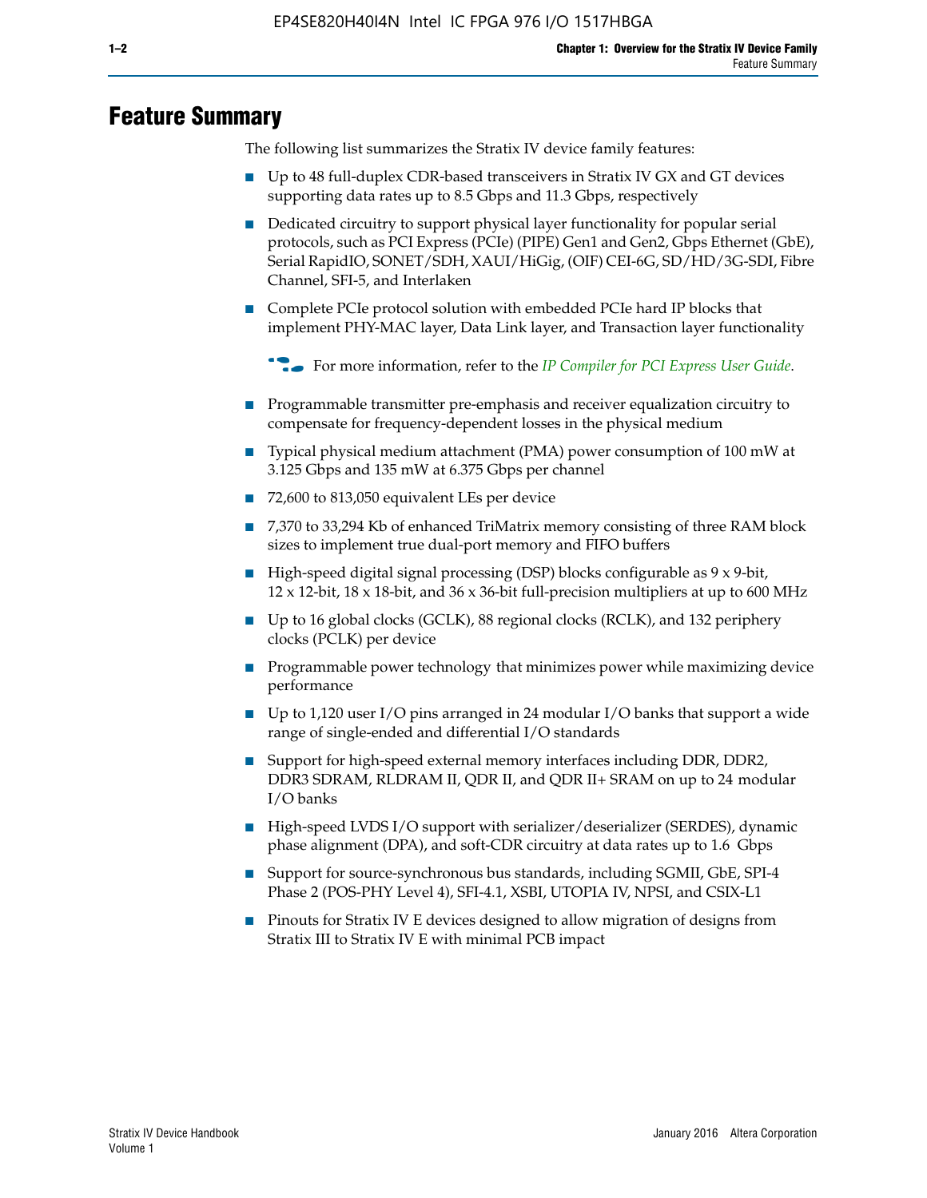# Feature Summary

The following list summarizes the Stratix IV device family features:

- Up to 48 full-duplex CDR-based transceivers in Stratix IV GX and GT devices supporting data rates up to 8.5 Gbps and 11.3 Gbps, respectively
- Dedicated circuitry to support physical layer functionality for popular serial protocols, such as PCI Express (PCIe) (PIPE) Gen1 and Gen2, Gbps Ethernet (GbE), Serial RapidIO, SONET/SDH, XAUI/HiGig, (OIF) CEI-6G, SD/HD/3G-SDI, Fibre Channel, SFI-5, and Interlaken
- Complete PCIe protocol solution with embedded PCIe hard IP blocks that implement PHY-MAC layer, Data Link layer, and Transaction layer functionality

  For more information, refer to the *IP Compiler for PCI Express User Guide*.

- Programmable transmitter pre-emphasis and receiver equalization circuitry to compensate for frequency-dependent losses in the physical medium
- Typical physical medium attachment (PMA) power consumption of 100 mW at 3.125 Gbps and 135 mW at 6.375 Gbps per channel
- 72,600 to 813,050 equivalent LEs per device
- 7,370 to 33,294 Kb of enhanced TriMatrix memory consisting of three RAM block sizes to implement true dual-port memory and FIFO buffers
- High-speed digital signal processing (DSP) blocks configurable as 9 x 9-bit, 12 x 12-bit, 18 x 18-bit, and 36 x 36-bit full-precision multipliers at up to 600 MHz
- Up to 16 global clocks (GCLK), 88 regional clocks (RCLK), and 132 periphery clocks (PCLK) per device
- Programmable power technology that minimizes power while maximizing device performance
- Up to 1,120 user I/O pins arranged in 24 modular I/O banks that support a wide range of single-ended and differential I/O standards
- Support for high-speed external memory interfaces including DDR, DDR2, DDR3 SDRAM, RLDRAM II, QDR II, and QDR II+ SRAM on up to 24 modular I/O banks
- High-speed LVDS I/O support with serializer/deserializer (SERDES), dynamic phase alignment (DPA), and soft-CDR circuitry at data rates up to 1.6 Gbps
- Support for source-synchronous bus standards, including SGMII, GbE, SPI-4 Phase 2 (POS-PHY Level 4), SFI-4.1, XSBI, UTOPIA IV, NPSI, and CSIX-L1
- Pinouts for Stratix IV E devices designed to allow migration of designs from Stratix III to Stratix IV E with minimal PCB impact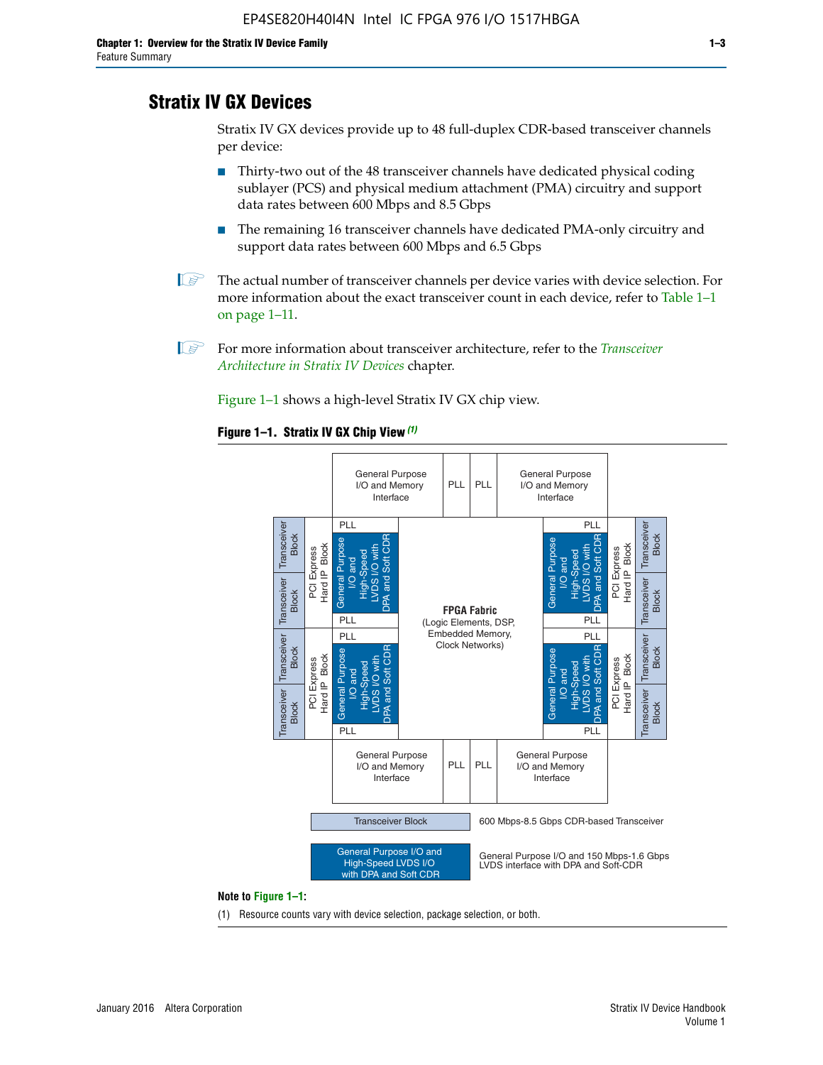# Stratix IV GX Devices

Stratix IV GX devices provide up to 48 full-duplex CDR-based transceiver channels per device:

- Thirty-two out of the 48 transceiver channels have dedicated physical coding sublayer (PCS) and physical medium attachment (PMA) circuitry and support data rates between 600 Mbps and 8.5 Gbps
- The remaining 16 transceiver channels have dedicated PMA-only circuitry and support data rates between 600 Mbps and 6.5 Gbps

The actual number of transceiver channels per device varies with device selection. For more information about the exact transceiver count in each device, refer to Table 1–1 on page 1–11.

For more information about transceiver architecture, refer to the *Transceiver Architecture in Stratix IV Devices* chapter.

Figure 1–1 shows a high-level Stratix IV GX chip view.

**Figure 1–1. Stratix IV GX Chip View (1)**

General Purpose I/O and Memory Interface | PLL | PLL | General Purpose I/O and Memory Interface

Transceiver Block | Transceiver Block | PCI Express Hard IP Block | PLL | General Purpose I/O and High-Speed LVDS I/O with DPA and Soft CDR | PLL

Transceiver Block | Transceiver Block | PCI Express Hard IP Block | PLL | General Purpose I/O and High-Speed LVDS I/O with DPA and Soft CDR | PLL

**FPGA Fabric** (Logic Elements, DSP, Embedded Memory, Clock Networks)

General Purpose I/O and Memory Interface | PLL | PLL | General Purpose I/O and Memory Interface

Transceiver Block — 600 Mbps-8.5 Gbps CDR-based Transceiver

General Purpose I/O and High-Speed LVDS I/O with DPA and Soft CDR — General Purpose I/O and 150 Mbps-1.6 Gbps LVDS interface with DPA and Soft-CDR

**Note to Figure 1–1:**

(1) Resource counts vary with device selection, package selection, or both.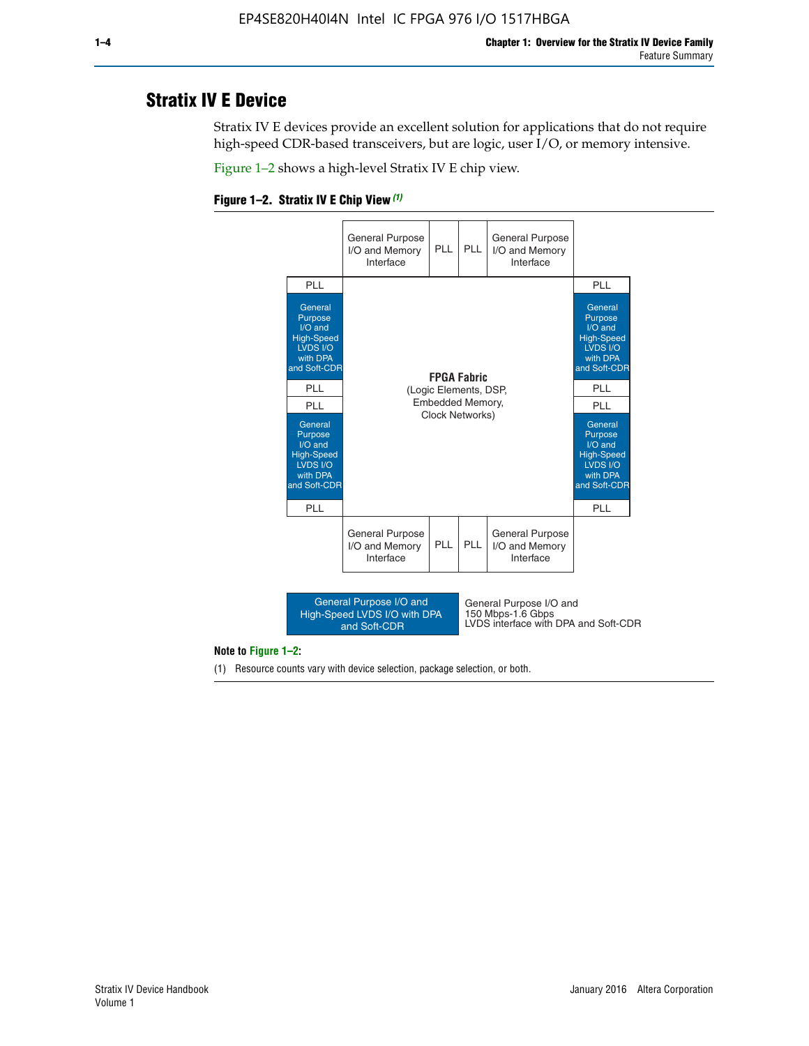## Stratix IV E Device

Stratix IV E devices provide an excellent solution for applications that do not require high-speed CDR-based transceivers, but are logic, user I/O, or memory intensive.

Figure 1–2 shows a high-level Stratix IV E chip view.

**Figure 1–2. Stratix IV E Chip View (1)**

| | General Purpose I/O and Memory Interface | PLL | PLL | General Purpose I/O and Memory Interface | |
|---|---|---|---|---|---|
| PLL | | | | | PLL |
| General Purpose I/O and High-Speed LVDS I/O with DPA and Soft-CDR | | | | | General Purpose I/O and High-Speed LVDS I/O with DPA and Soft-CDR |
| PLL | | | | | PLL |
| PLL | | | | | PLL |
| General Purpose I/O and High-Speed LVDS I/O with DPA and Soft-CDR | | | | | General Purpose I/O and High-Speed LVDS I/O with DPA and Soft-CDR |
| PLL | | | | | PLL |
| | General Purpose I/O and Memory Interface | PLL | PLL | General Purpose I/O and Memory Interface | |

**FPGA Fabric** (Logic Elements, DSP, Embedded Memory, Clock Networks)

General Purpose I/O and High-Speed LVDS I/O with DPA and Soft-CDR: General Purpose I/O and 150 Mbps-1.6 Gbps LVDS interface with DPA and Soft-CDR

**Note to Figure 1–2:**

(1) Resource counts vary with device selection, package selection, or both.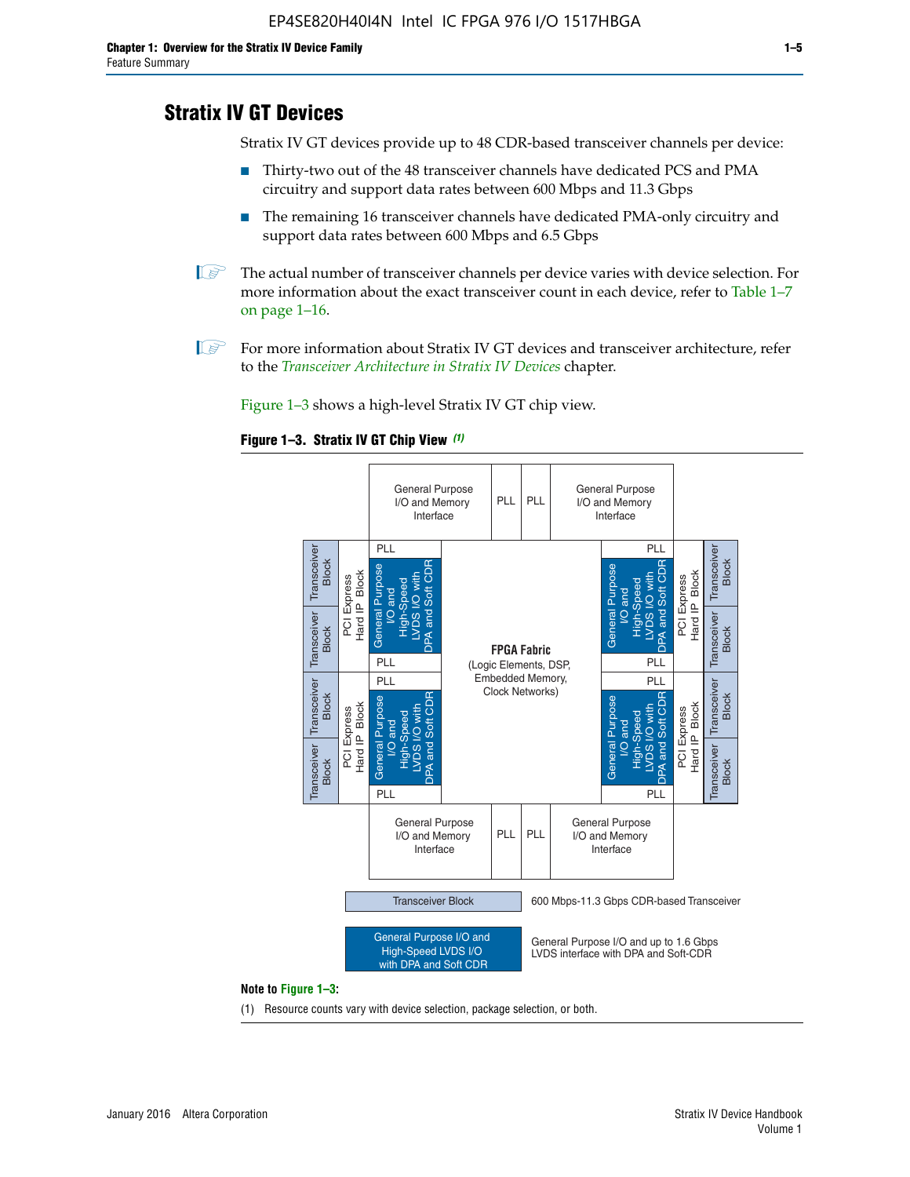# Stratix IV GT Devices

Stratix IV GT devices provide up to 48 CDR-based transceiver channels per device:

- Thirty-two out of the 48 transceiver channels have dedicated PCS and PMA circuitry and support data rates between 600 Mbps and 11.3 Gbps
- The remaining 16 transceiver channels have dedicated PMA-only circuitry and support data rates between 600 Mbps and 6.5 Gbps

The actual number of transceiver channels per device varies with device selection. For more information about the exact transceiver count in each device, refer to Table 1–7 on page 1–16.

For more information about Stratix IV GT devices and transceiver architecture, refer to the *Transceiver Architecture in Stratix IV Devices* chapter.

Figure 1–3 shows a high-level Stratix IV GT chip view.

**Figure 1–3. Stratix IV GT Chip View** *(1)*

General Purpose I/O and Memory Interface | PLL | PLL | General Purpose I/O and Memory Interface

Transceiver Block | Transceiver Block | PCI Express Hard IP Block | PLL | General Purpose I/O and High-Speed LVDS I/O with DPA and Soft CDR | PLL

Transceiver Block | Transceiver Block | PCI Express Hard IP Block | PLL | General Purpose I/O and High-Speed LVDS I/O with DPA and Soft CDR | PLL

**FPGA Fabric** (Logic Elements, DSP, Embedded Memory, Clock Networks)

PLL | General Purpose I/O and High-Speed LVDS I/O with DPA and Soft CDR | PLL | PCI Express Hard IP Block | Transceiver Block | Transceiver Block

PLL | General Purpose I/O and High-Speed LVDS I/O with DPA and Soft CDR | PLL | PCI Express Hard IP Block | Transceiver Block | Transceiver Block

General Purpose I/O and Memory Interface | PLL | PLL | General Purpose I/O and Memory Interface

Transceiver Block — 600 Mbps-11.3 Gbps CDR-based Transceiver

General Purpose I/O and High-Speed LVDS I/O with DPA and Soft CDR — General Purpose I/O and up to 1.6 Gbps LVDS interface with DPA and Soft-CDR

**Note to Figure 1–3:**

(1) Resource counts vary with device selection, package selection, or both.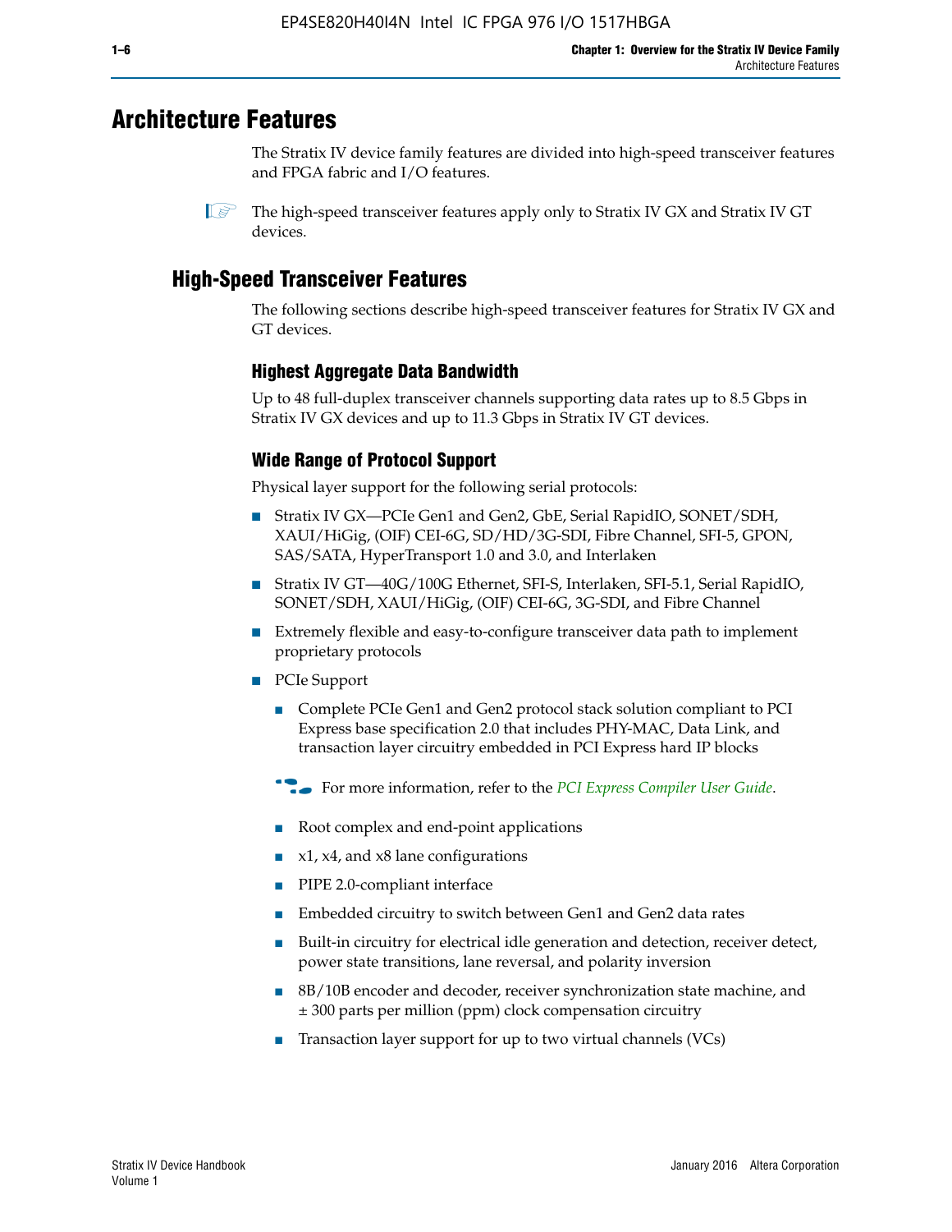# Architecture Features

The Stratix IV device family features are divided into high-speed transceiver features and FPGA fabric and I/O features.

The high-speed transceiver features apply only to Stratix IV GX and Stratix IV GT devices.

## High-Speed Transceiver Features

The following sections describe high-speed transceiver features for Stratix IV GX and GT devices.

### Highest Aggregate Data Bandwidth

Up to 48 full-duplex transceiver channels supporting data rates up to 8.5 Gbps in Stratix IV GX devices and up to 11.3 Gbps in Stratix IV GT devices.

### Wide Range of Protocol Support

Physical layer support for the following serial protocols:

- Stratix IV GX—PCIe Gen1 and Gen2, GbE, Serial RapidIO, SONET/SDH, XAUI/HiGig, (OIF) CEI-6G, SD/HD/3G-SDI, Fibre Channel, SFI-5, GPON, SAS/SATA, HyperTransport 1.0 and 3.0, and Interlaken
- Stratix IV GT—40G/100G Ethernet, SFI-S, Interlaken, SFI-5.1, Serial RapidIO, SONET/SDH, XAUI/HiGig, (OIF) CEI-6G, 3G-SDI, and Fibre Channel
- Extremely flexible and easy-to-configure transceiver data path to implement proprietary protocols
- PCIe Support
  - Complete PCIe Gen1 and Gen2 protocol stack solution compliant to PCI Express base specification 2.0 that includes PHY-MAC, Data Link, and transaction layer circuitry embedded in PCI Express hard IP blocks

  For more information, refer to the *PCI Express Compiler User Guide*.

  - Root complex and end-point applications
  - x1, x4, and x8 lane configurations
  - PIPE 2.0-compliant interface
  - Embedded circuitry to switch between Gen1 and Gen2 data rates
  - Built-in circuitry for electrical idle generation and detection, receiver detect, power state transitions, lane reversal, and polarity inversion
  - 8B/10B encoder and decoder, receiver synchronization state machine, and ± 300 parts per million (ppm) clock compensation circuitry
  - Transaction layer support for up to two virtual channels (VCs)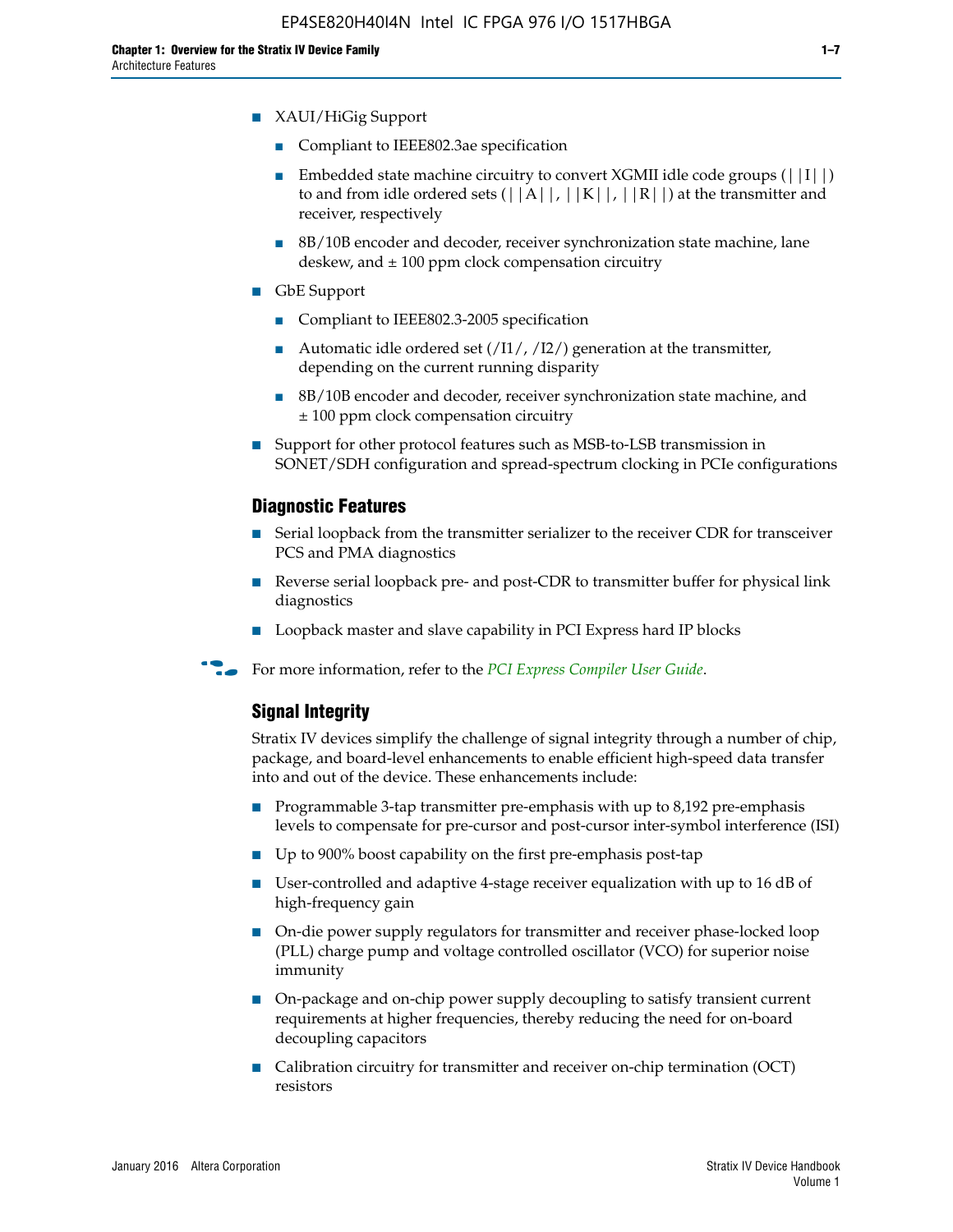- XAUI/HiGig Support
  - Compliant to IEEE802.3ae specification
  - Embedded state machine circuitry to convert XGMII idle code groups (||I||) to and from idle ordered sets (||A||, ||K||, ||R||) at the transmitter and receiver, respectively
  - 8B/10B encoder and decoder, receiver synchronization state machine, lane deskew, and ± 100 ppm clock compensation circuitry
- GbE Support
  - Compliant to IEEE802.3-2005 specification
  - Automatic idle ordered set (/I1/, /I2/) generation at the transmitter, depending on the current running disparity
  - 8B/10B encoder and decoder, receiver synchronization state machine, and ± 100 ppm clock compensation circuitry
- Support for other protocol features such as MSB-to-LSB transmission in SONET/SDH configuration and spread-spectrum clocking in PCIe configurations

### Diagnostic Features

- Serial loopback from the transmitter serializer to the receiver CDR for transceiver PCS and PMA diagnostics
- Reverse serial loopback pre- and post-CDR to transmitter buffer for physical link diagnostics
- Loopback master and slave capability in PCI Express hard IP blocks

For more information, refer to the *PCI Express Compiler User Guide*.

### Signal Integrity

Stratix IV devices simplify the challenge of signal integrity through a number of chip, package, and board-level enhancements to enable efficient high-speed data transfer into and out of the device. These enhancements include:

- Programmable 3-tap transmitter pre-emphasis with up to 8,192 pre-emphasis levels to compensate for pre-cursor and post-cursor inter-symbol interference (ISI)
- Up to 900% boost capability on the first pre-emphasis post-tap
- User-controlled and adaptive 4-stage receiver equalization with up to 16 dB of high-frequency gain
- On-die power supply regulators for transmitter and receiver phase-locked loop (PLL) charge pump and voltage controlled oscillator (VCO) for superior noise immunity
- On-package and on-chip power supply decoupling to satisfy transient current requirements at higher frequencies, thereby reducing the need for on-board decoupling capacitors
- Calibration circuitry for transmitter and receiver on-chip termination (OCT) resistors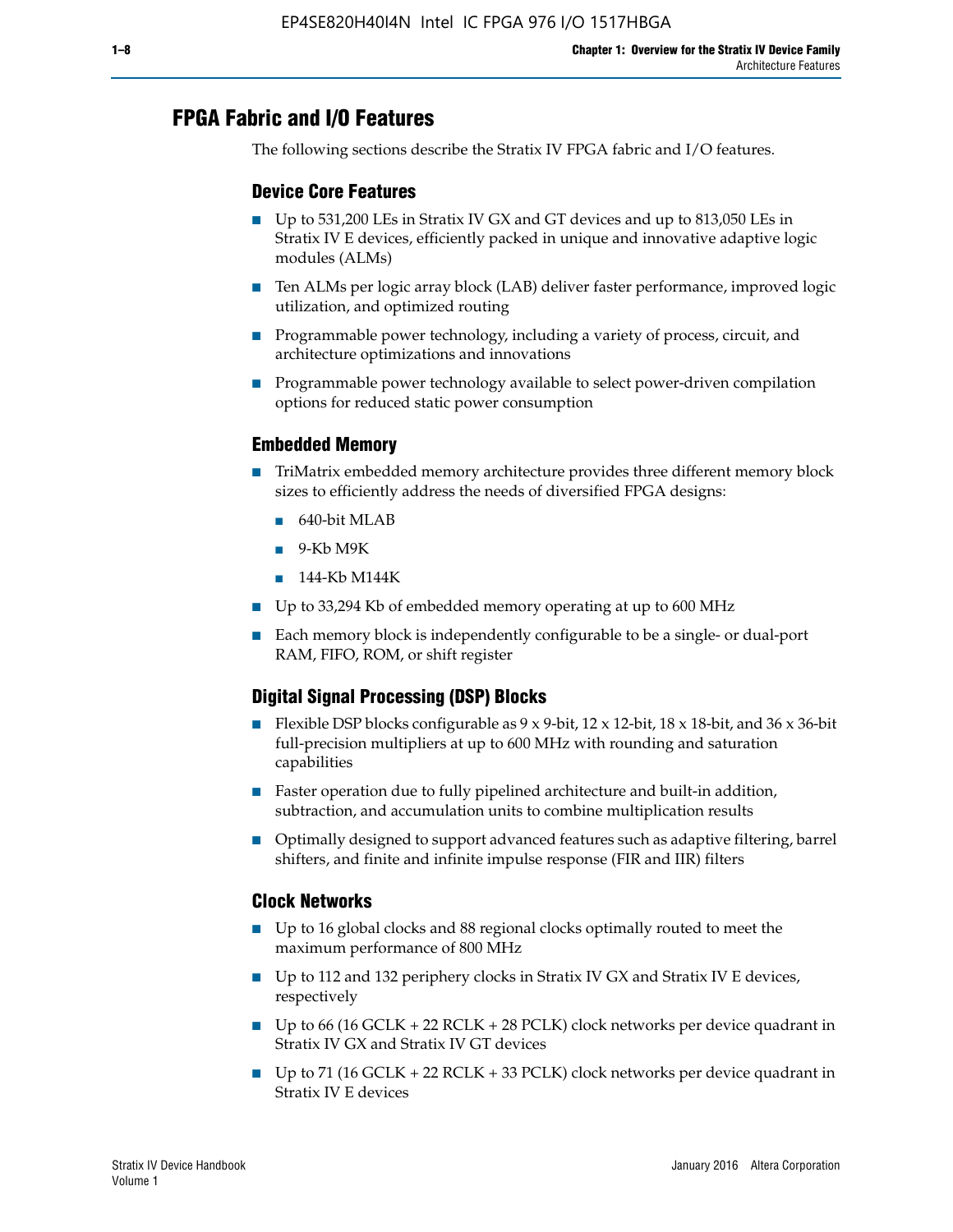## FPGA Fabric and I/O Features

The following sections describe the Stratix IV FPGA fabric and I/O features.

### Device Core Features

- Up to 531,200 LEs in Stratix IV GX and GT devices and up to 813,050 LEs in Stratix IV E devices, efficiently packed in unique and innovative adaptive logic modules (ALMs)
- Ten ALMs per logic array block (LAB) deliver faster performance, improved logic utilization, and optimized routing
- Programmable power technology, including a variety of process, circuit, and architecture optimizations and innovations
- Programmable power technology available to select power-driven compilation options for reduced static power consumption

### Embedded Memory

- TriMatrix embedded memory architecture provides three different memory block sizes to efficiently address the needs of diversified FPGA designs:
  - 640-bit MLAB
  - 9-Kb M9K
  - 144-Kb M144K
- Up to 33,294 Kb of embedded memory operating at up to 600 MHz
- Each memory block is independently configurable to be a single- or dual-port RAM, FIFO, ROM, or shift register

### Digital Signal Processing (DSP) Blocks

- Flexible DSP blocks configurable as 9 x 9-bit, 12 x 12-bit, 18 x 18-bit, and 36 x 36-bit full-precision multipliers at up to 600 MHz with rounding and saturation capabilities
- Faster operation due to fully pipelined architecture and built-in addition, subtraction, and accumulation units to combine multiplication results
- Optimally designed to support advanced features such as adaptive filtering, barrel shifters, and finite and infinite impulse response (FIR and IIR) filters

### Clock Networks

- Up to 16 global clocks and 88 regional clocks optimally routed to meet the maximum performance of 800 MHz
- Up to 112 and 132 periphery clocks in Stratix IV GX and Stratix IV E devices, respectively
- Up to 66 (16 GCLK + 22 RCLK + 28 PCLK) clock networks per device quadrant in Stratix IV GX and Stratix IV GT devices
- Up to 71 (16 GCLK + 22 RCLK + 33 PCLK) clock networks per device quadrant in Stratix IV E devices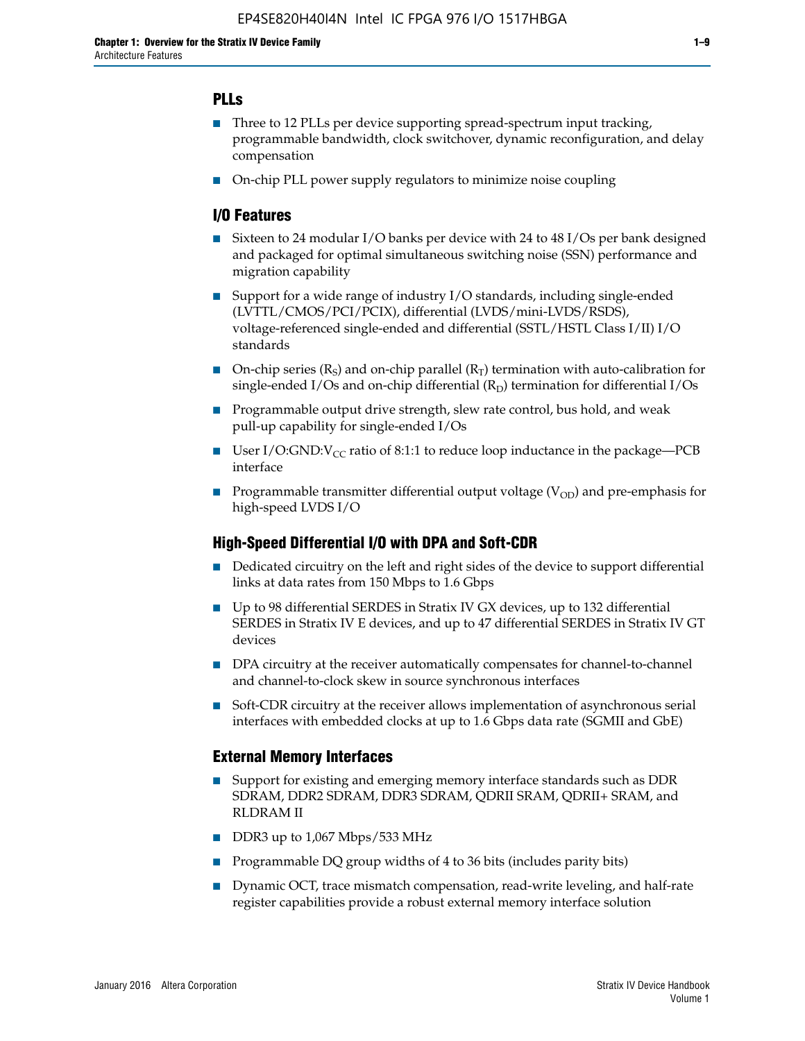### PLLs

- Three to 12 PLLs per device supporting spread-spectrum input tracking, programmable bandwidth, clock switchover, dynamic reconfiguration, and delay compensation
- On-chip PLL power supply regulators to minimize noise coupling

### I/O Features

- Sixteen to 24 modular I/O banks per device with 24 to 48 I/Os per bank designed and packaged for optimal simultaneous switching noise (SSN) performance and migration capability
- Support for a wide range of industry I/O standards, including single-ended (LVTTL/CMOS/PCI/PCIX), differential (LVDS/mini-LVDS/RSDS), voltage-referenced single-ended and differential (SSTL/HSTL Class I/II) I/O standards
- On-chip series ($R_S$) and on-chip parallel ($R_T$) termination with auto-calibration for single-ended I/Os and on-chip differential ($R_D$) termination for differential I/Os
- Programmable output drive strength, slew rate control, bus hold, and weak pull-up capability for single-ended I/Os
- User I/O:GND:$V_{CC}$ ratio of 8:1:1 to reduce loop inductance in the package—PCB interface
- Programmable transmitter differential output voltage ($V_{OD}$) and pre-emphasis for high-speed LVDS I/O

### High-Speed Differential I/O with DPA and Soft-CDR

- Dedicated circuitry on the left and right sides of the device to support differential links at data rates from 150 Mbps to 1.6 Gbps
- Up to 98 differential SERDES in Stratix IV GX devices, up to 132 differential SERDES in Stratix IV E devices, and up to 47 differential SERDES in Stratix IV GT devices
- DPA circuitry at the receiver automatically compensates for channel-to-channel and channel-to-clock skew in source synchronous interfaces
- Soft-CDR circuitry at the receiver allows implementation of asynchronous serial interfaces with embedded clocks at up to 1.6 Gbps data rate (SGMII and GbE)

### External Memory Interfaces

- Support for existing and emerging memory interface standards such as DDR SDRAM, DDR2 SDRAM, DDR3 SDRAM, QDRII SRAM, QDRII+ SRAM, and RLDRAM II
- DDR3 up to 1,067 Mbps/533 MHz
- Programmable DQ group widths of 4 to 36 bits (includes parity bits)
- Dynamic OCT, trace mismatch compensation, read-write leveling, and half-rate register capabilities provide a robust external memory interface solution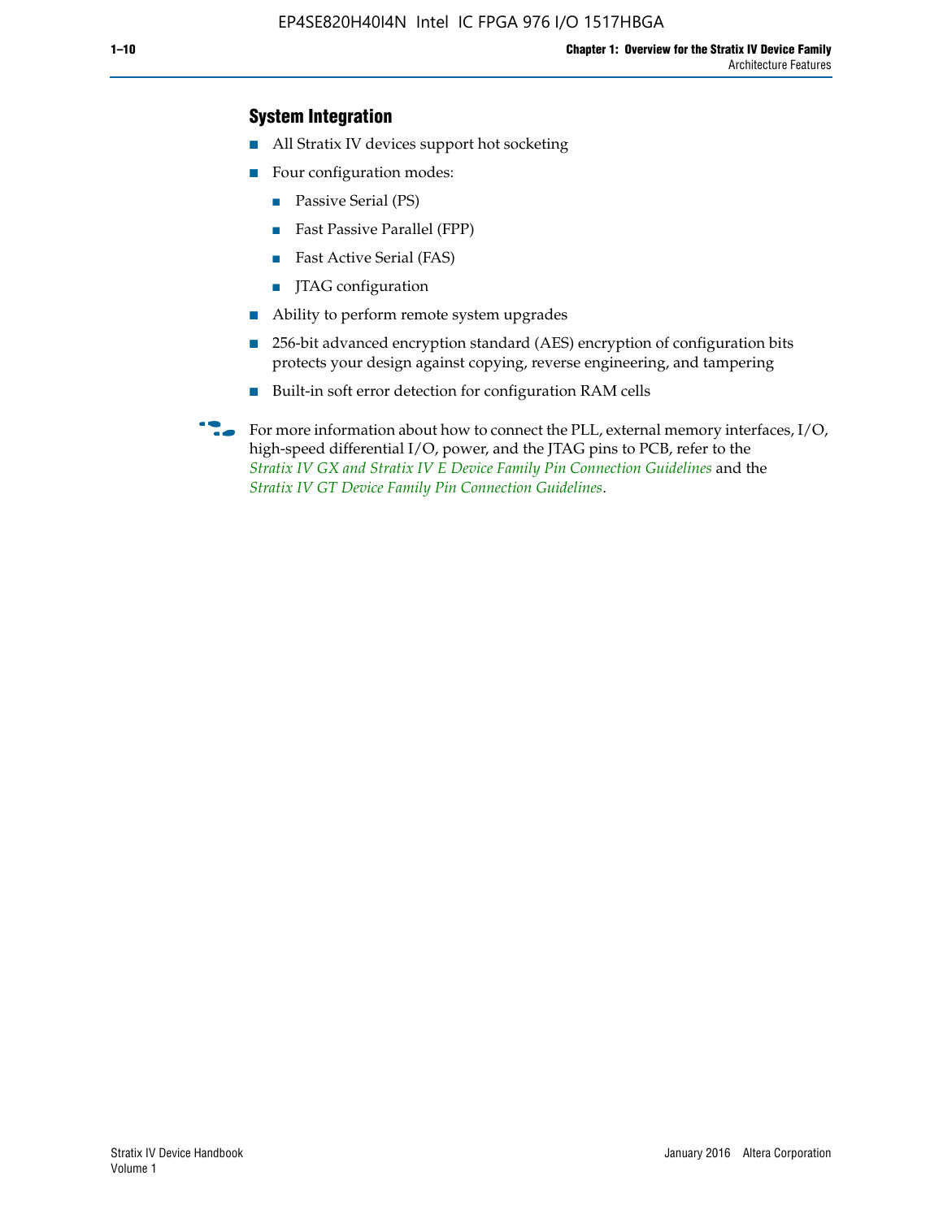## System Integration

- All Stratix IV devices support hot socketing
- Four configuration modes:
  - Passive Serial (PS)
  - Fast Passive Parallel (FPP)
  - Fast Active Serial (FAS)
  - JTAG configuration
- Ability to perform remote system upgrades
- 256-bit advanced encryption standard (AES) encryption of configuration bits protects your design against copying, reverse engineering, and tampering
- Built-in soft error detection for configuration RAM cells

For more information about how to connect the PLL, external memory interfaces, I/O, high-speed differential I/O, power, and the JTAG pins to PCB, refer to the *Stratix IV GX and Stratix IV E Device Family Pin Connection Guidelines* and the *Stratix IV GT Device Family Pin Connection Guidelines*.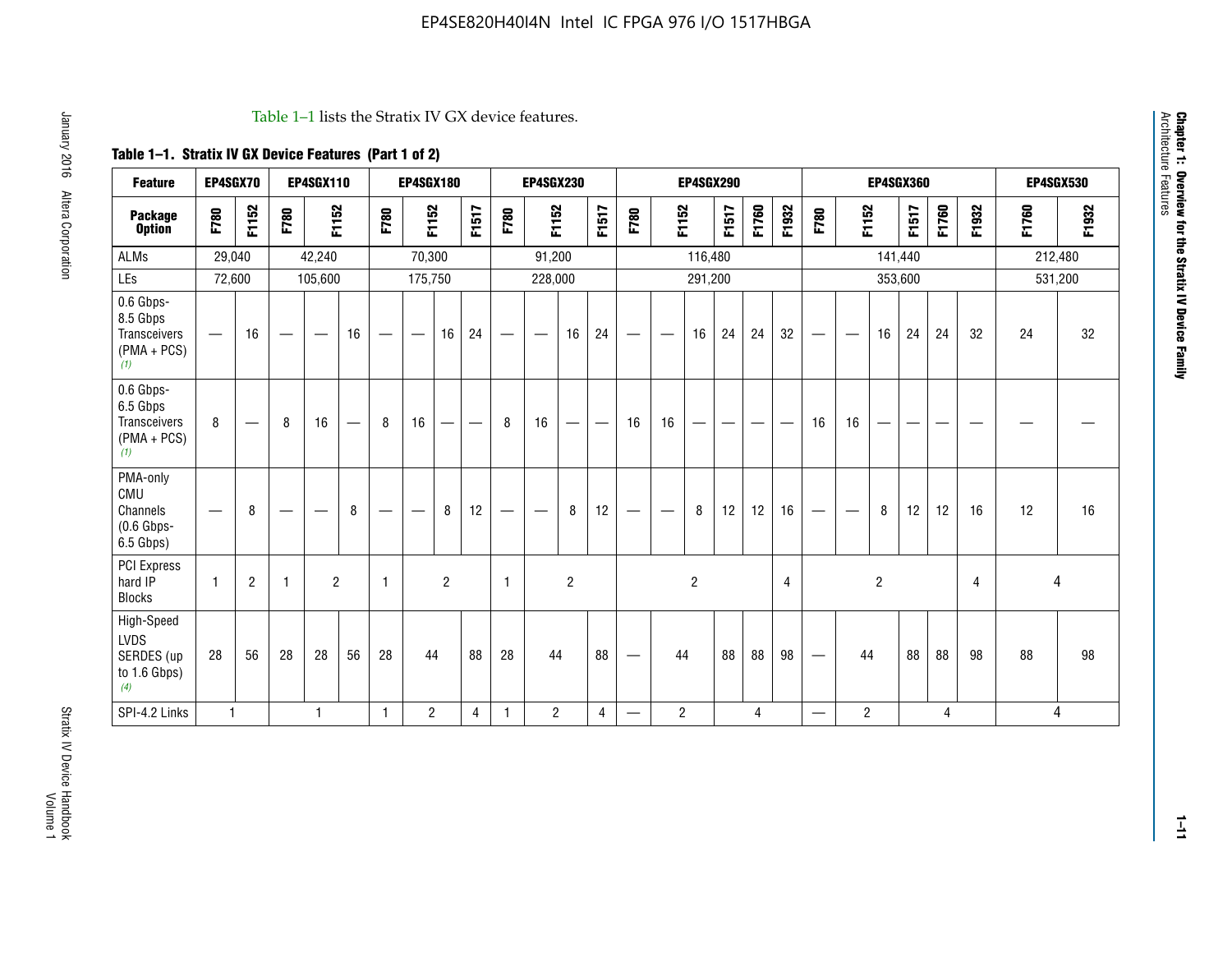Table 1–1 lists the Stratix IV GX device features.

**Table 1–1. Stratix IV GX Device Features (Part 1 of 2)**

| Feature | EP4SGX70 | | EP4SGX110 | | | EP4SGX180 | | | | EP4SGX230 | | | | EP4SGX290 | | | | | | EP4SGX360 | | | | | | EP4SGX530 | |
|---|---|---|---|---|---|---|---|---|---|---|---|---|---|---|---|---|---|---|---|---|---|---|---|---|---|---|---|
| **Package Option** | F780 | F1152 | F780 | F1152 | | F780 | F1152 | | F1517 | F780 | F1152 | | F1517 | F780 | F1152 | | F1517 | F1760 | F1932 | F780 | F1152 | | F1517 | F1760 | F1932 | F1760 | F1932 |
| ALMs | 29,040 | | 42,240 | | | 70,300 | | | | 91,200 | | | | 116,480 | | | | | | 141,440 | | | | | | 212,480 | |
| LEs | 72,600 | | 105,600 | | | 175,750 | | | | 228,000 | | | | 291,200 | | | | | | 353,600 | | | | | | 531,200 | |
| 0.6 Gbps-8.5 Gbps Transceivers (PMA + PCS) (1) | — | 16 | — | — | 16 | — | — | 16 | 24 | — | — | 16 | 24 | — | — | 16 | 24 | 24 | 32 | — | — | 16 | 24 | 24 | 32 | 24 | 32 |
| 0.6 Gbps-6.5 Gbps Transceivers (PMA + PCS) (1) | 8 | — | 8 | 16 | — | 8 | 16 | — | — | 8 | 16 | — | — | 16 | 16 | — | — | — | — | 16 | 16 | — | — | — | — | — | — |
| PMA-only CMU Channels (0.6 Gbps-6.5 Gbps) | — | 8 | — | — | 8 | — | — | 8 | 12 | — | — | 8 | 12 | — | — | 8 | 12 | 12 | 16 | — | — | 8 | 12 | 12 | 16 | 12 | 16 |
| PCI Express hard IP Blocks | 1 | 2 | 1 | 2 | | 1 | 2 | | | 1 | 2 | | | 2 | | | | | 4 | 2 | | | | | 4 | 4 | |
| High-Speed LVDS SERDES (up to 1.6 Gbps) (4) | 28 | 56 | 28 | 28 | 56 | 28 | 44 | | 88 | 28 | 44 | | 88 | — | 44 | | 88 | 88 | 98 | — | 44 | | 88 | 88 | 98 | 88 | 98 |
| SPI-4.2 Links | 1 | | 1 | | | 1 | 2 | | 4 | 1 | 2 | | 4 | — | 2 | | 4 | | | — | 2 | | 4 | | | 4 | |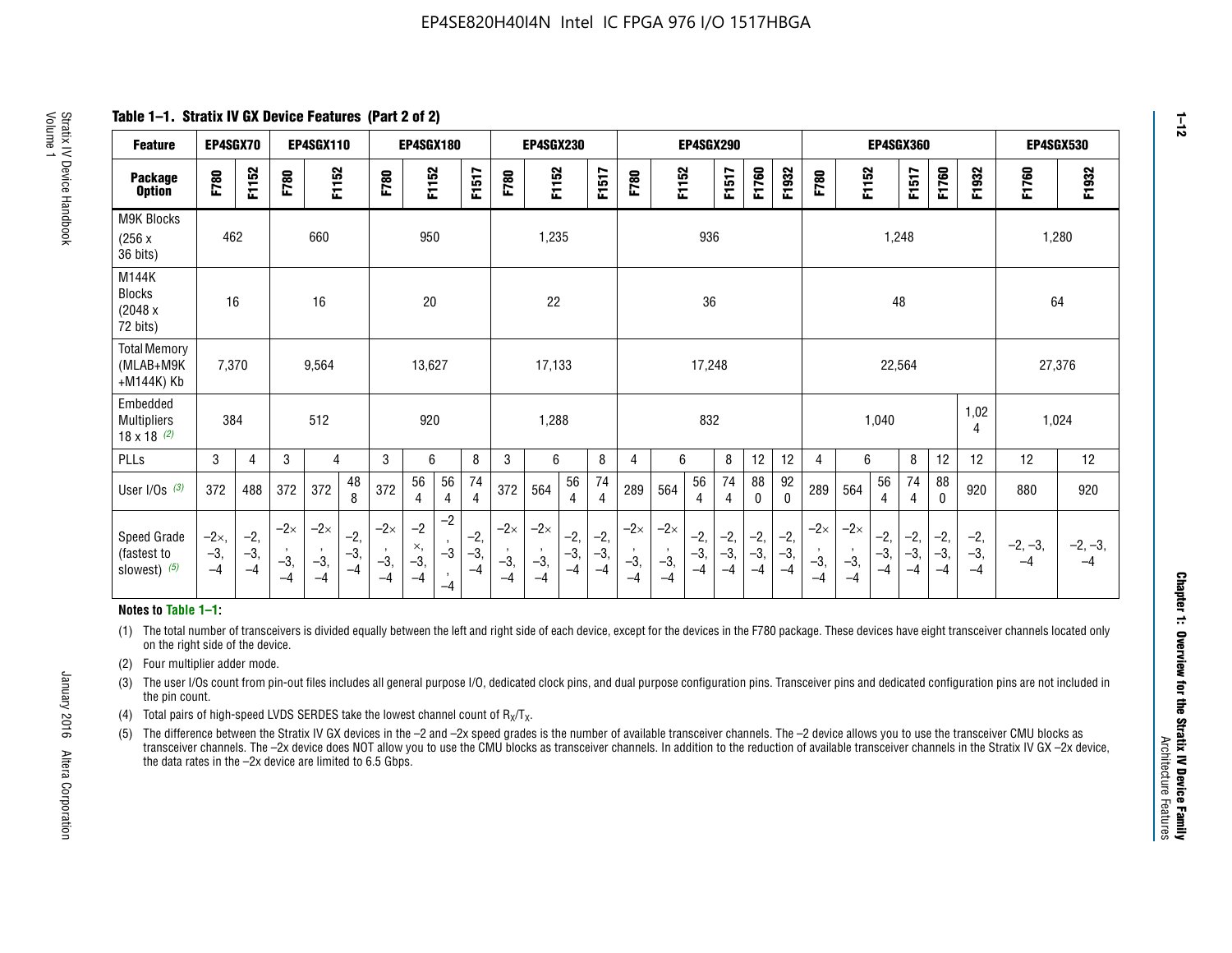**Table 1–1. Stratix IV GX Device Features (Part 2 of 2)**

| Feature | EP4SGX70 | | EP4SGX110 | | | EP4SGX180 | | | | EP4SGX230 | | | | EP4SGX290 | | | | | | EP4SGX360 | | | | | | EP4SGX530 | |
|---|---|---|---|---|---|---|---|---|---|---|---|---|---|---|---|---|---|---|---|---|---|---|---|---|---|---|---|
| Package Option | F780 | F1152 | F780 | F1152 | | F780 | F1152 | | F1517 | F780 | F1152 | | F1517 | F780 | F1152 | | F1517 | F1760 | F1932 | F780 | F1152 | | F1517 | F1760 | F1932 | F1760 | F1932 |
| M9K Blocks (256 x 36 bits) | 462 | | 660 | | | 950 | | | | 1,235 | | | | 936 | | | | | | 1,248 | | | | | | 1,280 | |
| M144K Blocks (2048 x 72 bits) | 16 | | 16 | | | 20 | | | | 22 | | | | 36 | | | | | | 48 | | | | | | 64 | |
| Total Memory (MLAB+M9K +M144K) Kb | 7,370 | | 9,564 | | | 13,627 | | | | 17,133 | | | | 17,248 | | | | | | 22,564 | | | | | | 27,376 | |
| Embedded Multipliers 18 x 18 (2) | 384 | | 512 | | | 920 | | | | 1,288 | | | | 832 | | | | | | 1,040 | | | | | 1,024 | 1,024 | |
| PLLs | 3 | 4 | 3 | 4 | | 3 | 6 | | 8 | 3 | 6 | | 8 | 4 | 6 | | 8 | 12 | 12 | 4 | 6 | | 8 | 12 | 12 | 12 | 12 |
| User I/Os (3) | 372 | 488 | 372 | 372 | 488 | 372 | 564 | 564 | 744 | 372 | 564 | 564 | 744 | 289 | 564 | 564 | 744 | 880 | 920 | 289 | 564 | 564 | 744 | 880 | 920 | 880 | 920 |
| Speed Grade (fastest to slowest) (5) | –2×, –3, –4 | –2, –3, –4 | –2×, –3, –4 | –2×, –3, –4 | –2, –3, –4 | –2×, –3, –4 | –2×, –3, –4 | –2, –3, –4 | –2, –3, –4 | –2×, –3, –4 | –2×, –3, –4 | –2, –3, –4 | –2, –3, –4 | –2×, –3, –4 | –2×, –3, –4 | –2, –3, –4 | –2, –3, –4 | –2, –3, –4 | –2, –3, –4 | –2×, –3, –4 | –2×, –3, –4 | –2, –3, –4 | –2, –3, –4 | –2, –3, –4 | –2, –3, –4 | –2, –3, –4 | –2, –3, –4 |

**Notes to Table 1–1:**

(1) The total number of transceivers is divided equally between the left and right side of each device, except for the devices in the F780 package. These devices have eight transceiver channels located only on the right side of the device.

(2) Four multiplier adder mode.

(3) The user I/Os count from pin-out files includes all general purpose I/O, dedicated clock pins, and dual purpose configuration pins. Transceiver pins and dedicated configuration pins are not included in the pin count.

(4) Total pairs of high-speed LVDS SERDES take the lowest channel count of $R_X/T_X$.

(5) The difference between the Stratix IV GX devices in the –2 and –2x speed grades is the number of available transceiver channels. The –2 device allows you to use the transceiver CMU blocks as transceiver channels. The –2x device does NOT allow you to use the CMU blocks as transceiver channels. In addition to the reduction of available transceiver channels in the Stratix IV GX –2x device, the data rates in the –2x device are limited to 6.5 Gbps.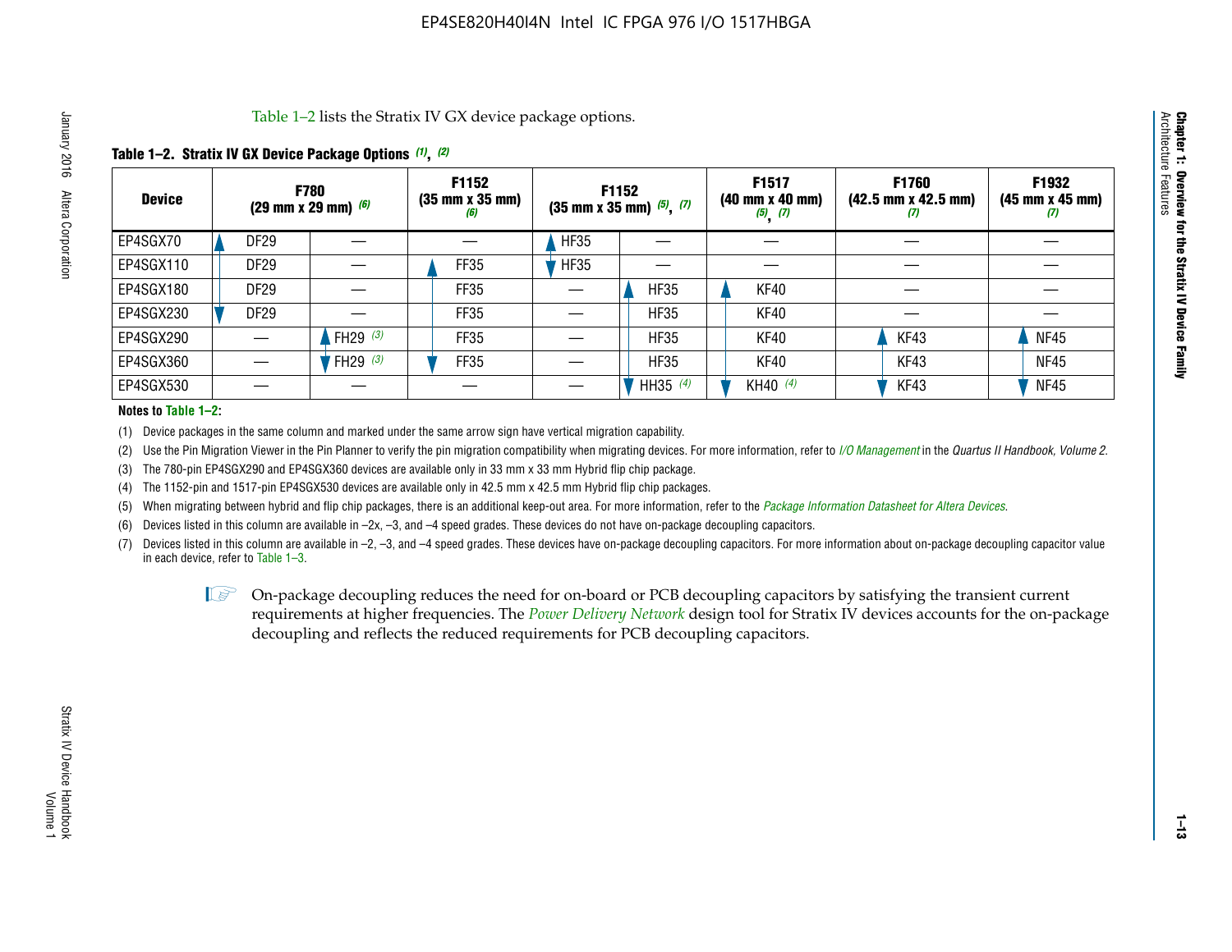Table 1–2 lists the Stratix IV GX device package options.

**Table 1–2. Stratix IV GX Device Package Options (1), (2)**

| Device | F780 (29 mm x 29 mm) (6) | | F1152 (35 mm x 35 mm) (6) | F1152 (35 mm x 35 mm) (5), (7) | | F1517 (40 mm x 40 mm) (5), (7) | F1760 (42.5 mm x 42.5 mm) (7) | F1932 (45 mm x 45 mm) (7) |
|---|---|---|---|---|---|---|---|---|
| EP4SGX70 | DF29 | — | — | HF35 | — | — | — | — |
| EP4SGX110 | DF29 | — | FF35 | HF35 | — | — | — | — |
| EP4SGX180 | DF29 | — | FF35 | — | HF35 | KF40 | — | — |
| EP4SGX230 | DF29 | — | FF35 | — | HF35 | KF40 | — | — |
| EP4SGX290 | — | FH29 (3) | FF35 | — | HF35 | KF40 | KF43 | NF45 |
| EP4SGX360 | — | FH29 (3) | FF35 | — | HF35 | KF40 | KF43 | NF45 |
| EP4SGX530 | — | — | — | — | HH35 (4) | KH40 (4) | KF43 | NF45 |

**Notes to Table 1–2:**

(1) Device packages in the same column and marked under the same arrow sign have vertical migration capability.

(2) Use the Pin Migration Viewer in the Pin Planner to verify the pin migration compatibility when migrating devices. For more information, refer to *I/O Management* in the *Quartus II Handbook, Volume 2*.

(3) The 780-pin EP4SGX290 and EP4SGX360 devices are available only in 33 mm x 33 mm Hybrid flip chip package.

(4) The 1152-pin and 1517-pin EP4SGX530 devices are available only in 42.5 mm x 42.5 mm Hybrid flip chip packages.

(5) When migrating between hybrid and flip chip packages, there is an additional keep-out area. For more information, refer to the *Package Information Datasheet for Altera Devices*.

(6) Devices listed in this column are available in –2x, –3, and –4 speed grades. These devices do not have on-package decoupling capacitors.

(7) Devices listed in this column are available in –2, –3, and –4 speed grades. These devices have on-package decoupling capacitors. For more information about on-package decoupling capacitor value in each device, refer to Table 1–3.

On-package decoupling reduces the need for on-board or PCB decoupling capacitors by satisfying the transient current requirements at higher frequencies. The *Power Delivery Network* design tool for Stratix IV devices accounts for the on-package decoupling and reflects the reduced requirements for PCB decoupling capacitors.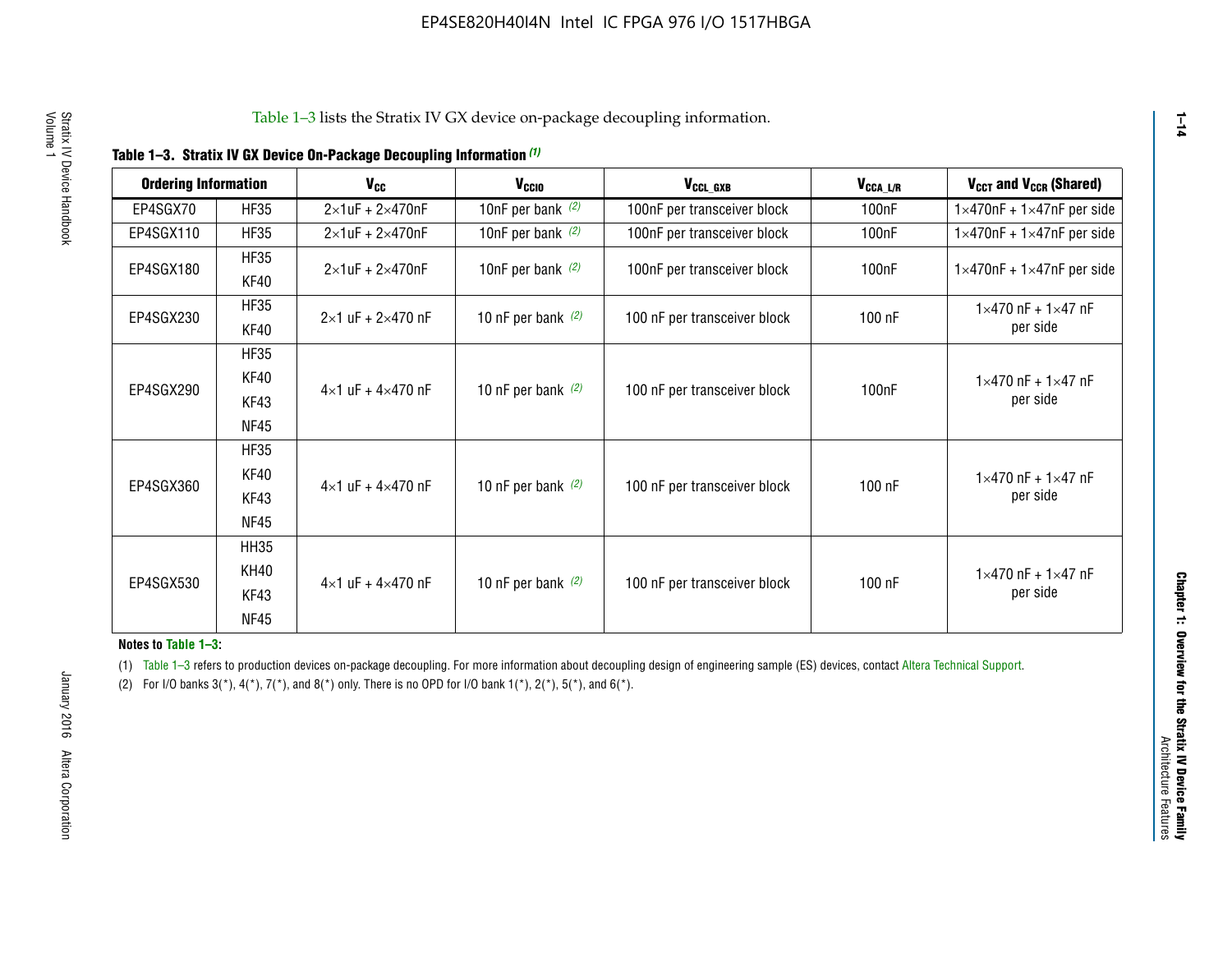Table 1–3 lists the Stratix IV GX device on-package decoupling information.

**Table 1–3. Stratix IV GX Device On-Package Decoupling Information (1)**

| Ordering Information | | $V_{CC}$ | $V_{CCIO}$ | $V_{CCL\_GXB}$ | $V_{CCA\_L/R}$ | $V_{CCT}$ and $V_{CCR}$ (Shared) |
|---|---|---|---|---|---|---|
| EP4SGX70 | HF35 | 2×1uF + 2×470nF | 10nF per bank (2) | 100nF per transceiver block | 100nF | 1×470nF + 1×47nF per side |
| EP4SGX110 | HF35 | 2×1uF + 2×470nF | 10nF per bank (2) | 100nF per transceiver block | 100nF | 1×470nF + 1×47nF per side |
| EP4SGX180 | HF35<br>KF40 | 2×1uF + 2×470nF | 10nF per bank (2) | 100nF per transceiver block | 100nF | 1×470nF + 1×47nF per side |
| EP4SGX230 | HF35<br>KF40 | 2×1 uF + 2×470 nF | 10 nF per bank (2) | 100 nF per transceiver block | 100 nF | 1×470 nF + 1×47 nF per side |
| EP4SGX290 | HF35<br>KF40<br>KF43<br>NF45 | 4×1 uF + 4×470 nF | 10 nF per bank (2) | 100 nF per transceiver block | 100nF | 1×470 nF + 1×47 nF per side |
| EP4SGX360 | HF35<br>KF40<br>KF43<br>NF45 | 4×1 uF + 4×470 nF | 10 nF per bank (2) | 100 nF per transceiver block | 100 nF | 1×470 nF + 1×47 nF per side |
| EP4SGX530 | HH35<br>KH40<br>KF43<br>NF45 | 4×1 uF + 4×470 nF | 10 nF per bank (2) | 100 nF per transceiver block | 100 nF | 1×470 nF + 1×47 nF per side |

**Notes to Table 1–3:**

(1) Table 1–3 refers to production devices on-package decoupling. For more information about decoupling design of engineering sample (ES) devices, contact Altera Technical Support.

(2) For I/O banks 3(*), 4(*), 7(*), and 8(*) only. There is no OPD for I/O bank 1(*), 2(*), 5(*), and 6(*).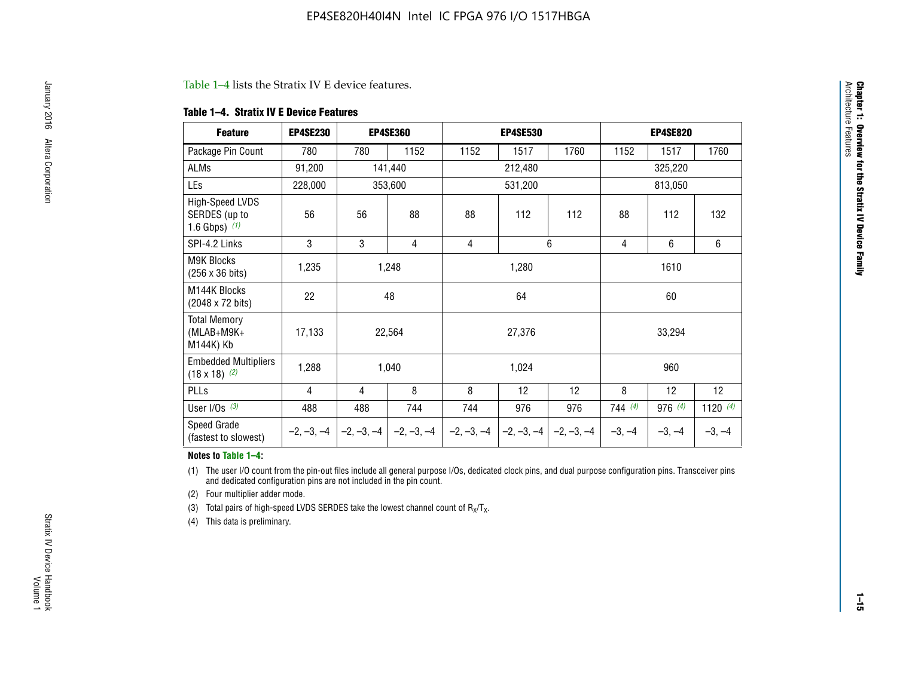Table 1–4 lists the Stratix IV E device features.

**Table 1–4. Stratix IV E Device Features**

| Feature | EP4SE230 | EP4SE360 | | EP4SE530 | | | EP4SE820 | | |
|---|---|---|---|---|---|---|---|---|---|
| Package Pin Count | 780 | 780 | 1152 | 1152 | 1517 | 1760 | 1152 | 1517 | 1760 |
| ALMs | 91,200 | 141,440 | | 212,480 | | | 325,220 | | |
| LEs | 228,000 | 353,600 | | 531,200 | | | 813,050 | | |
| High-Speed LVDS SERDES (up to 1.6 Gbps) (1) | 56 | 56 | 88 | 88 | 112 | 112 | 88 | 112 | 132 |
| SPI-4.2 Links | 3 | 3 | 4 | 4 | 6 | | 4 | 6 | 6 |
| M9K Blocks (256 x 36 bits) | 1,235 | 1,248 | | 1,280 | | | 1610 | | |
| M144K Blocks (2048 x 72 bits) | 22 | 48 | | 64 | | | 60 | | |
| Total Memory (MLAB+M9K+ M144K) Kb | 17,133 | 22,564 | | 27,376 | | | 33,294 | | |
| Embedded Multipliers (18 x 18) (2) | 1,288 | 1,040 | | 1,024 | | | 960 | | |
| PLLs | 4 | 4 | 8 | 8 | 12 | 12 | 8 | 12 | 12 |
| User I/Os (3) | 488 | 488 | 744 | 744 | 976 | 976 | 744 (4) | 976 (4) | 1120 (4) |
| Speed Grade (fastest to slowest) | –2, –3, –4 | –2, –3, –4 | –2, –3, –4 | –2, –3, –4 | –2, –3, –4 | –2, –3, –4 | –3, –4 | –3, –4 | –3, –4 |

**Notes to Table 1–4:**

(1) The user I/O count from the pin-out files include all general purpose I/Os, dedicated clock pins, and dual purpose configuration pins. Transceiver pins and dedicated configuration pins are not included in the pin count.

(2) Four multiplier adder mode.

(3) Total pairs of high-speed LVDS SERDES take the lowest channel count of $R_X/T_X$.

(4) This data is preliminary.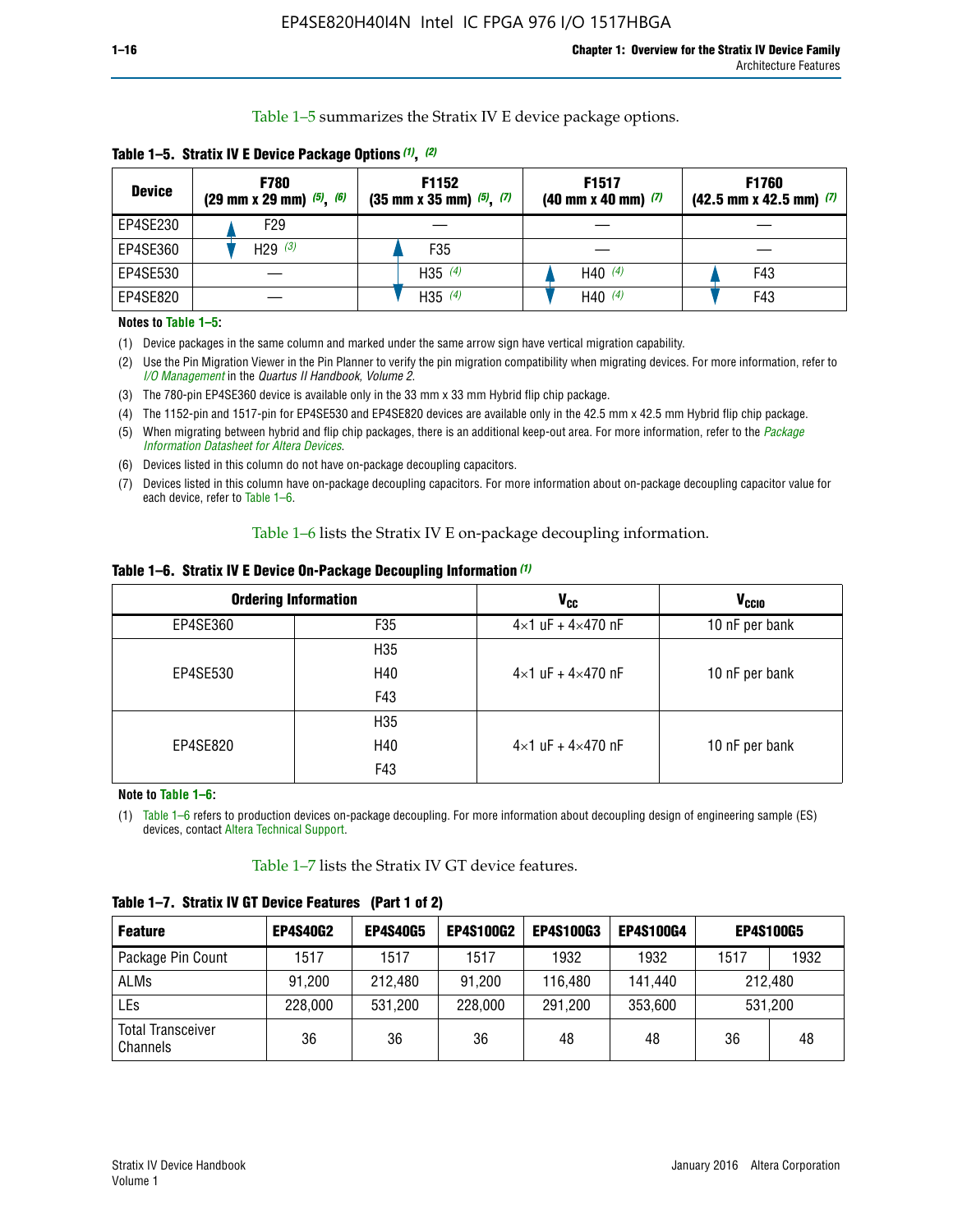Table 1–5 summarizes the Stratix IV E device package options.

**Table 1–5. Stratix IV E Device Package Options (1), (2)**

| Device | F780 (29 mm x 29 mm) (5), (6) | F1152 (35 mm x 35 mm) (5), (7) | F1517 (40 mm x 40 mm) (7) | F1760 (42.5 mm x 42.5 mm) (7) |
|---|---|---|---|---|
| EP4SE230 | F29 | — | — | — |
| EP4SE360 | H29 (3) | F35 | — | — |
| EP4SE530 | — | H35 (4) | H40 (4) | F43 |
| EP4SE820 | — | H35 (4) | H40 (4) | F43 |

**Notes to Table 1–5:**

(1) Device packages in the same column and marked under the same arrow sign have vertical migration capability.

(2) Use the Pin Migration Viewer in the Pin Planner to verify the pin migration compatibility when migrating devices. For more information, refer to *I/O Management* in the *Quartus II Handbook, Volume 2*.

(3) The 780-pin EP4SE360 device is available only in the 33 mm x 33 mm Hybrid flip chip package.

(4) The 1152-pin and 1517-pin for EP4SE530 and EP4SE820 devices are available only in the 42.5 mm x 42.5 mm Hybrid flip chip package.

(5) When migrating between hybrid and flip chip packages, there is an additional keep-out area. For more information, refer to the *Package Information Datasheet for Altera Devices*.

(6) Devices listed in this column do not have on-package decoupling capacitors.

(7) Devices listed in this column have on-package decoupling capacitors. For more information about on-package decoupling capacitor value for each device, refer to Table 1–6.

Table 1–6 lists the Stratix IV E on-package decoupling information.

**Table 1–6. Stratix IV E Device On-Package Decoupling Information (1)**

| Ordering Information | | $V_{CC}$ | $V_{CCIO}$ |
|---|---|---|---|
| EP4SE360 | F35 | 4×1 uF + 4×470 nF | 10 nF per bank |
| EP4SE530 | H35 | 4×1 uF + 4×470 nF | 10 nF per bank |
| | H40 | | |
| | F43 | | |
| EP4SE820 | H35 | 4×1 uF + 4×470 nF | 10 nF per bank |
| | H40 | | |
| | F43 | | |

**Note to Table 1–6:**

(1) Table 1–6 refers to production devices on-package decoupling. For more information about decoupling design of engineering sample (ES) devices, contact Altera Technical Support.

Table 1–7 lists the Stratix IV GT device features.

**Table 1–7. Stratix IV GT Device Features (Part 1 of 2)**

| Feature | EP4S40G2 | EP4S40G5 | EP4S100G2 | EP4S100G3 | EP4S100G4 | EP4S100G5 | |
|---|---|---|---|---|---|---|---|
| Package Pin Count | 1517 | 1517 | 1517 | 1932 | 1932 | 1517 | 1932 |
| ALMs | 91,200 | 212,480 | 91,200 | 116,480 | 141,440 | 212,480 | |
| LEs | 228,000 | 531,200 | 228,000 | 291,200 | 353,600 | 531,200 | |
| Total Transceiver Channels | 36 | 36 | 36 | 48 | 48 | 36 | 48 |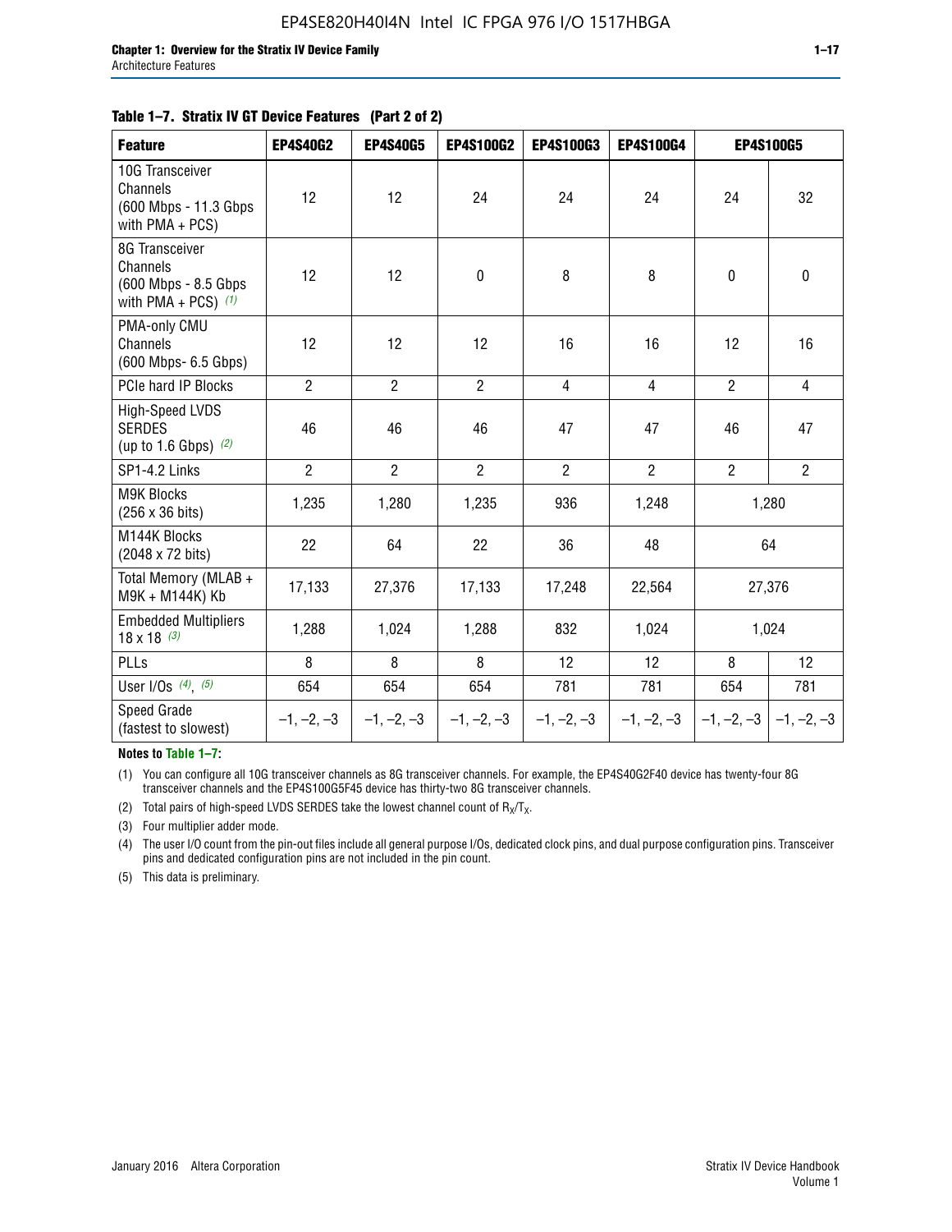**Table 1–7. Stratix IV GT Device Features (Part 2 of 2)**

| Feature | EP4S40G2 | EP4S40G5 | EP4S100G2 | EP4S100G3 | EP4S100G4 | EP4S100G5 | |
|---|---|---|---|---|---|---|---|
| 10G Transceiver Channels (600 Mbps - 11.3 Gbps with PMA + PCS) | 12 | 12 | 24 | 24 | 24 | 24 | 32 |
| 8G Transceiver Channels (600 Mbps - 8.5 Gbps with PMA + PCS) *(1)* | 12 | 12 | 0 | 8 | 8 | 0 | 0 |
| PMA-only CMU Channels (600 Mbps- 6.5 Gbps) | 12 | 12 | 12 | 16 | 16 | 12 | 16 |
| PCIe hard IP Blocks | 2 | 2 | 2 | 4 | 4 | 2 | 4 |
| High-Speed LVDS SERDES (up to 1.6 Gbps) *(2)* | 46 | 46 | 46 | 47 | 47 | 46 | 47 |
| SP1-4.2 Links | 2 | 2 | 2 | 2 | 2 | 2 | 2 |
| M9K Blocks (256 x 36 bits) | 1,235 | 1,280 | 1,235 | 936 | 1,248 | 1,280 | |
| M144K Blocks (2048 x 72 bits) | 22 | 64 | 22 | 36 | 48 | 64 | |
| Total Memory (MLAB + M9K + M144K) Kb | 17,133 | 27,376 | 17,133 | 17,248 | 22,564 | 27,376 | |
| Embedded Multipliers 18 x 18 *(3)* | 1,288 | 1,024 | 1,288 | 832 | 1,024 | 1,024 | |
| PLLs | 8 | 8 | 8 | 12 | 12 | 8 | 12 |
| User I/Os *(4)*, *(5)* | 654 | 654 | 654 | 781 | 781 | 654 | 781 |
| Speed Grade (fastest to slowest) | –1, –2, –3 | –1, –2, –3 | –1, –2, –3 | –1, –2, –3 | –1, –2, –3 | –1, –2, –3 | –1, –2, –3 |

**Notes to Table 1–7:**

(1) You can configure all 10G transceiver channels as 8G transceiver channels. For example, the EP4S40G2F40 device has twenty-four 8G transceiver channels and the EP4S100G5F45 device has thirty-two 8G transceiver channels.

(2) Total pairs of high-speed LVDS SERDES take the lowest channel count of $R_X/T_X$.

(3) Four multiplier adder mode.

(4) The user I/O count from the pin-out files include all general purpose I/Os, dedicated clock pins, and dual purpose configuration pins. Transceiver pins and dedicated configuration pins are not included in the pin count.

(5) This data is preliminary.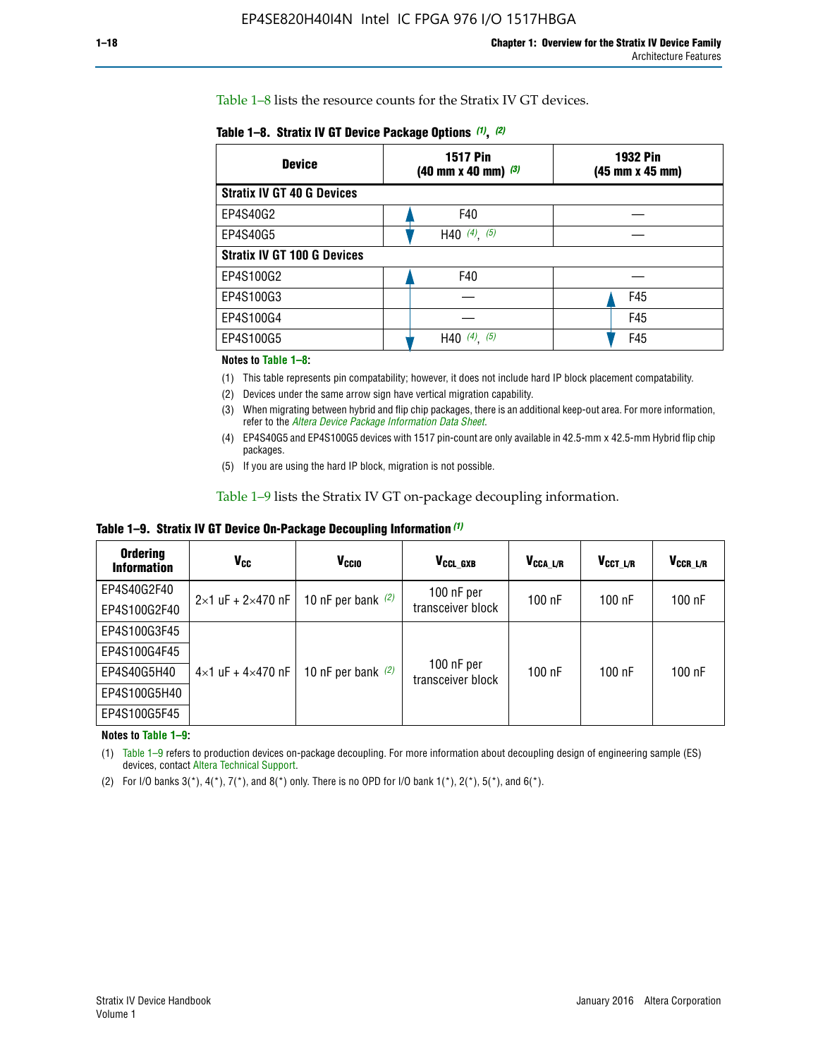Table 1–8 lists the resource counts for the Stratix IV GT devices.

**Table 1–8. Stratix IV GT Device Package Options (1), (2)**

| Device | 1517 Pin (40 mm x 40 mm) (3) | 1932 Pin (45 mm x 45 mm) |
|---|---|---|
| **Stratix IV GT 40 G Devices** | | |
| EP4S40G2 | F40 | — |
| EP4S40G5 | H40 (4), (5) | — |
| **Stratix IV GT 100 G Devices** | | |
| EP4S100G2 | F40 | — |
| EP4S100G3 | — | F45 |
| EP4S100G4 | — | F45 |
| EP4S100G5 | H40 (4), (5) | F45 |

**Notes to Table 1–8:**

(1) This table represents pin compatability; however, it does not include hard IP block placement compatability.

(2) Devices under the same arrow sign have vertical migration capability.

(3) When migrating between hybrid and flip chip packages, there is an additional keep-out area. For more information, refer to the *Altera Device Package Information Data Sheet*.

(4) EP4S40G5 and EP4S100G5 devices with 1517 pin-count are only available in 42.5-mm x 42.5-mm Hybrid flip chip packages.

(5) If you are using the hard IP block, migration is not possible.

Table 1–9 lists the Stratix IV GT on-package decoupling information.

**Table 1–9. Stratix IV GT Device On-Package Decoupling Information (1)**

| Ordering Information | $V_{CC}$ | $V_{CCIO}$ | $V_{CCL\_GXB}$ | $V_{CCA\_L/R}$ | $V_{CCT\_L/R}$ | $V_{CCR\_L/R}$ |
|---|---|---|---|---|---|---|
| EP4S40G2F40 | 2×1 uF + 2×470 nF | 10 nF per bank (2) | 100 nF per transceiver block | 100 nF | 100 nF | 100 nF |
| EP4S100G2F40 | | | | | | |
| EP4S100G3F45 | 4×1 uF + 4×470 nF | 10 nF per bank (2) | 100 nF per transceiver block | 100 nF | 100 nF | 100 nF |
| EP4S100G4F45 | | | | | | |
| EP4S40G5H40 | | | | | | |
| EP4S100G5H40 | | | | | | |
| EP4S100G5F45 | | | | | | |

**Notes to Table 1–9:**

(1) Table 1–9 refers to production devices on-package decoupling. For more information about decoupling design of engineering sample (ES) devices, contact Altera Technical Support.

(2) For I/O banks 3(*), 4(*), 7(*), and 8(*) only. There is no OPD for I/O bank 1(*), 2(*), 5(*), and 6(*).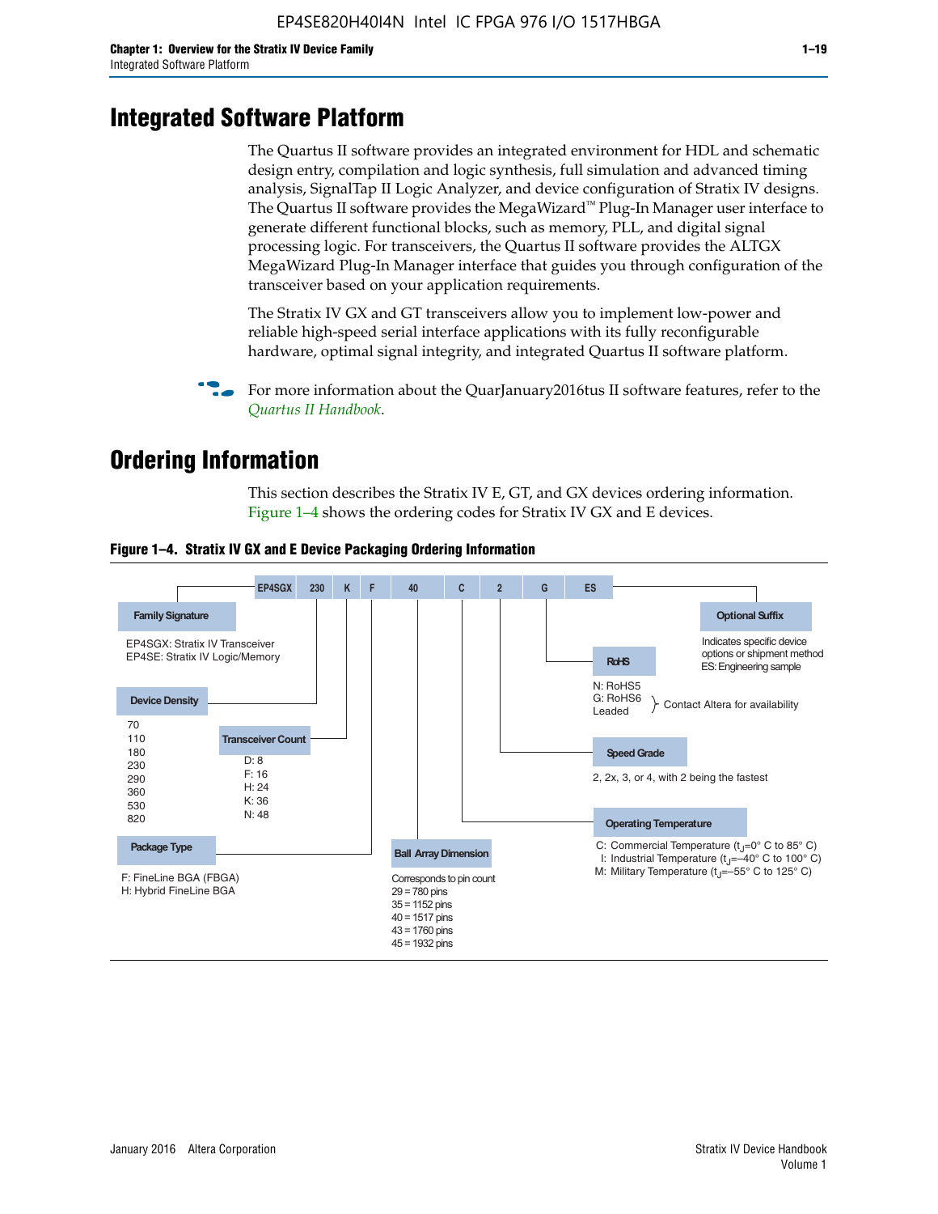# Integrated Software Platform

The Quartus II software provides an integrated environment for HDL and schematic design entry, compilation and logic synthesis, full simulation and advanced timing analysis, SignalTap II Logic Analyzer, and device configuration of Stratix IV designs. The Quartus II software provides the MegaWizard™ Plug-In Manager user interface to generate different functional blocks, such as memory, PLL, and digital signal processing logic. For transceivers, the Quartus II software provides the ALTGX MegaWizard Plug-In Manager interface that guides you through configuration of the transceiver based on your application requirements.

The Stratix IV GX and GT transceivers allow you to implement low-power and reliable high-speed serial interface applications with its fully reconfigurable hardware, optimal signal integrity, and integrated Quartus II software platform.

For more information about the QuarJanuary2016tus II software features, refer to the *Quartus II Handbook*.

# Ordering Information

This section describes the Stratix IV E, GT, and GX devices ordering information. Figure 1–4 shows the ordering codes for Stratix IV GX and E devices.

**Figure 1–4. Stratix IV GX and E Device Packaging Ordering Information**

EP4SGX 230 K F 40 C 2 G ES

- **Family Signature**
  - EP4SGX: Stratix IV Transceiver
  - EP4SE: Stratix IV Logic/Memory
- **Device Density**
  - 70, 110, 180, 230, 290, 360, 530, 820
- **Transceiver Count**
  - D: 8
  - F: 16
  - H: 24
  - K: 36
  - N: 48
- **Package Type**
  - F: FineLine BGA (FBGA)
  - H: Hybrid FineLine BGA
- **Ball Array Dimension**
  - Corresponds to pin count
  - 29 = 780 pins
  - 35 = 1152 pins
  - 40 = 1517 pins
  - 43 = 1760 pins
  - 45 = 1932 pins
- **Operating Temperature**
  - C: Commercial Temperature ($t_J$=0° C to 85° C)
  - I: Industrial Temperature ($t_J$=–40° C to 100° C)
  - M: Military Temperature ($t_J$=–55° C to 125° C)
- **Speed Grade**
  - 2, 2x, 3, or 4, with 2 being the fastest
- **RoHS**
  - N: RoHS5
  - G: RoHS6
  - Leaded
  - (Contact Altera for availability)
- **Optional Suffix**
  - Indicates specific device options or shipment method
  - ES: Engineering sample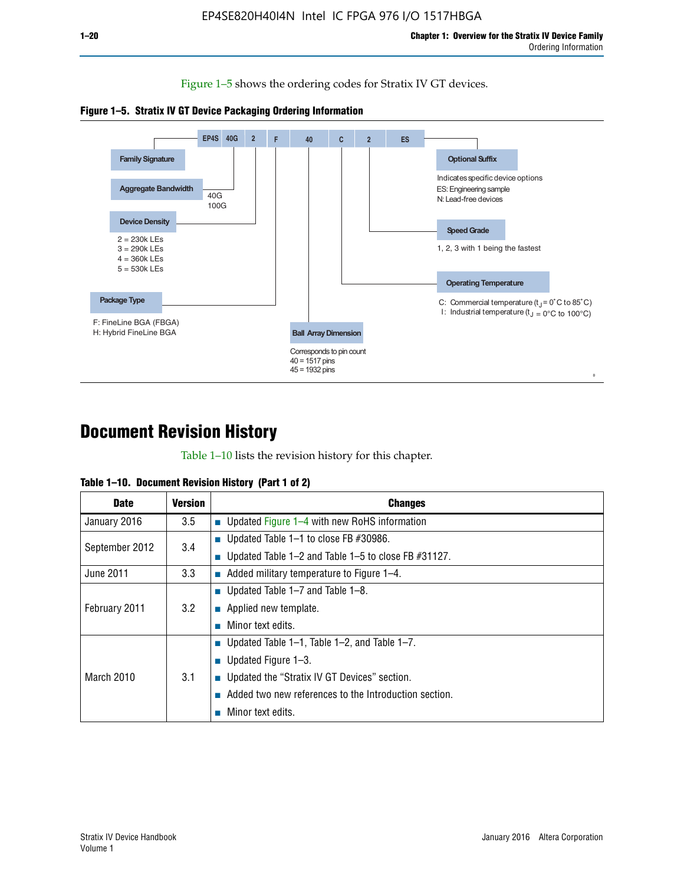Figure 1–5 shows the ordering codes for Stratix IV GT devices.

**Figure 1–5. Stratix IV GT Device Packaging Ordering Information**

EP4S | 40G | 2 | F | 40 | C | 2 | ES

- **Family Signature**
- **Aggregate Bandwidth**
  - 40G
  - 100G
- **Device Density**
  - 2 = 230k LEs
  - 3 = 290k LEs
  - 4 = 360k LEs
  - 5 = 530k LEs
- **Package Type**
  - F: FineLine BGA (FBGA)
  - H: Hybrid FineLine BGA
- **Ball Array Dimension**
  - Corresponds to pin count
  - 40 = 1517 pins
  - 45 = 1932 pins
- **Operating Temperature**
  - C: Commercial temperature ($t_J$ = 0˚C to 85˚C)
  - I: Industrial temperature ($t_J$ = 0°C to 100°C)
- **Speed Grade**
  - 1, 2, 3 with 1 being the fastest
- **Optional Suffix**
  - Indicates specific device options
  - ES: Engineering sample
  - N: Lead-free devices

# Document Revision History

Table 1–10 lists the revision history for this chapter.

**Table 1–10. Document Revision History (Part 1 of 2)**

| Date | Version | Changes |
|---|---|---|
| January 2016 | 3.5 | ■ Updated Figure 1–4 with new RoHS information |
| September 2012 | 3.4 | ■ Updated Table 1–1 to close FB #30986.<br>■ Updated Table 1–2 and Table 1–5 to close FB #31127. |
| June 2011 | 3.3 | ■ Added military temperature to Figure 1–4. |
| February 2011 | 3.2 | ■ Updated Table 1–7 and Table 1–8.<br>■ Applied new template.<br>■ Minor text edits. |
| March 2010 | 3.1 | ■ Updated Table 1–1, Table 1–2, and Table 1–7.<br>■ Updated Figure 1–3.<br>■ Updated the “Stratix IV GT Devices” section.<br>■ Added two new references to the Introduction section.<br>■ Minor text edits. |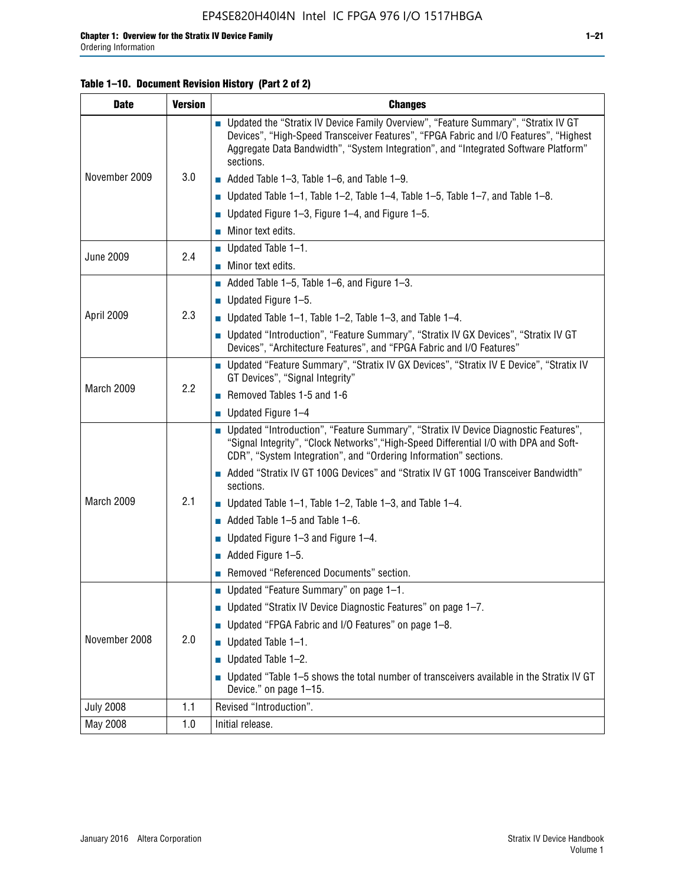**Table 1–10. Document Revision History (Part 2 of 2)**

| Date | Version | Changes |
|---|---|---|
| November 2009 | 3.0 | ■ Updated the "Stratix IV Device Family Overview", "Feature Summary", "Stratix IV GT Devices", "High-Speed Transceiver Features", "FPGA Fabric and I/O Features", "Highest Aggregate Data Bandwidth", "System Integration", and "Integrated Software Platform" sections.<br>■ Added Table 1–3, Table 1–6, and Table 1–9.<br>■ Updated Table 1–1, Table 1–2, Table 1–4, Table 1–5, Table 1–7, and Table 1–8.<br>■ Updated Figure 1–3, Figure 1–4, and Figure 1–5.<br>■ Minor text edits. |
| June 2009 | 2.4 | ■ Updated Table 1–1.<br>■ Minor text edits. |
| April 2009 | 2.3 | ■ Added Table 1–5, Table 1–6, and Figure 1–3.<br>■ Updated Figure 1–5.<br>■ Updated Table 1–1, Table 1–2, Table 1–3, and Table 1–4.<br>■ Updated "Introduction", "Feature Summary", "Stratix IV GX Devices", "Stratix IV GT Devices", "Architecture Features", and "FPGA Fabric and I/O Features" |
| March 2009 | 2.2 | ■ Updated "Feature Summary", "Stratix IV GX Devices", "Stratix IV E Device", "Stratix IV GT Devices", "Signal Integrity"<br>■ Removed Tables 1-5 and 1-6<br>■ Updated Figure 1–4 |
| March 2009 | 2.1 | ■ Updated "Introduction", "Feature Summary", "Stratix IV Device Diagnostic Features", "Signal Integrity", "Clock Networks","High-Speed Differential I/O with DPA and Soft-CDR", "System Integration", and "Ordering Information" sections.<br>■ Added "Stratix IV GT 100G Devices" and "Stratix IV GT 100G Transceiver Bandwidth" sections.<br>■ Updated Table 1–1, Table 1–2, Table 1–3, and Table 1–4.<br>■ Added Table 1–5 and Table 1–6.<br>■ Updated Figure 1–3 and Figure 1–4.<br>■ Added Figure 1–5.<br>■ Removed "Referenced Documents" section. |
| November 2008 | 2.0 | ■ Updated "Feature Summary" on page 1–1.<br>■ Updated "Stratix IV Device Diagnostic Features" on page 1–7.<br>■ Updated "FPGA Fabric and I/O Features" on page 1–8.<br>■ Updated Table 1–1.<br>■ Updated Table 1–2.<br>■ Updated "Table 1–5 shows the total number of transceivers available in the Stratix IV GT Device." on page 1–15. |
| July 2008 | 1.1 | Revised "Introduction". |
| May 2008 | 1.0 | Initial release. |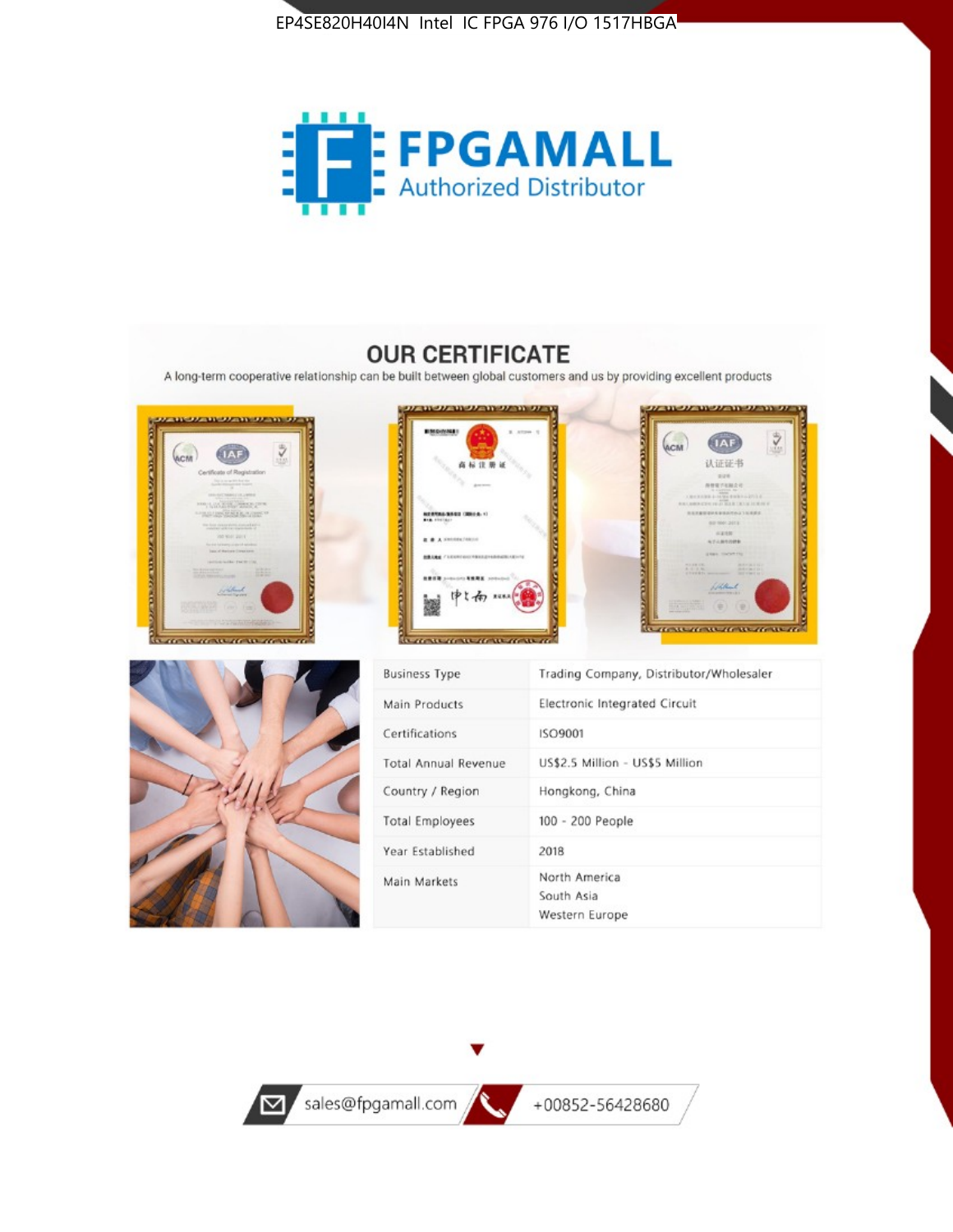FPGAMALL

Authorized Distributor

## OUR CERTIFICATE

A long-term cooperative relationship can be built between global customers and us by providing excellent products

| | |
|---|---|
| Business Type | Trading Company, Distributor/Wholesaler |
| Main Products | Electronic Integrated Circuit |
| Certifications | ISO9001 |
| Total Annual Revenue | US$2.5 Million - US$5 Million |
| Country / Region | Hongkong, China |
| Total Employees | 100 - 200 People |
| Year Established | 2018 |
| Main Markets | North America<br>South Asia<br>Western Europe |

sales@fpgamall.com

+00852-56428680